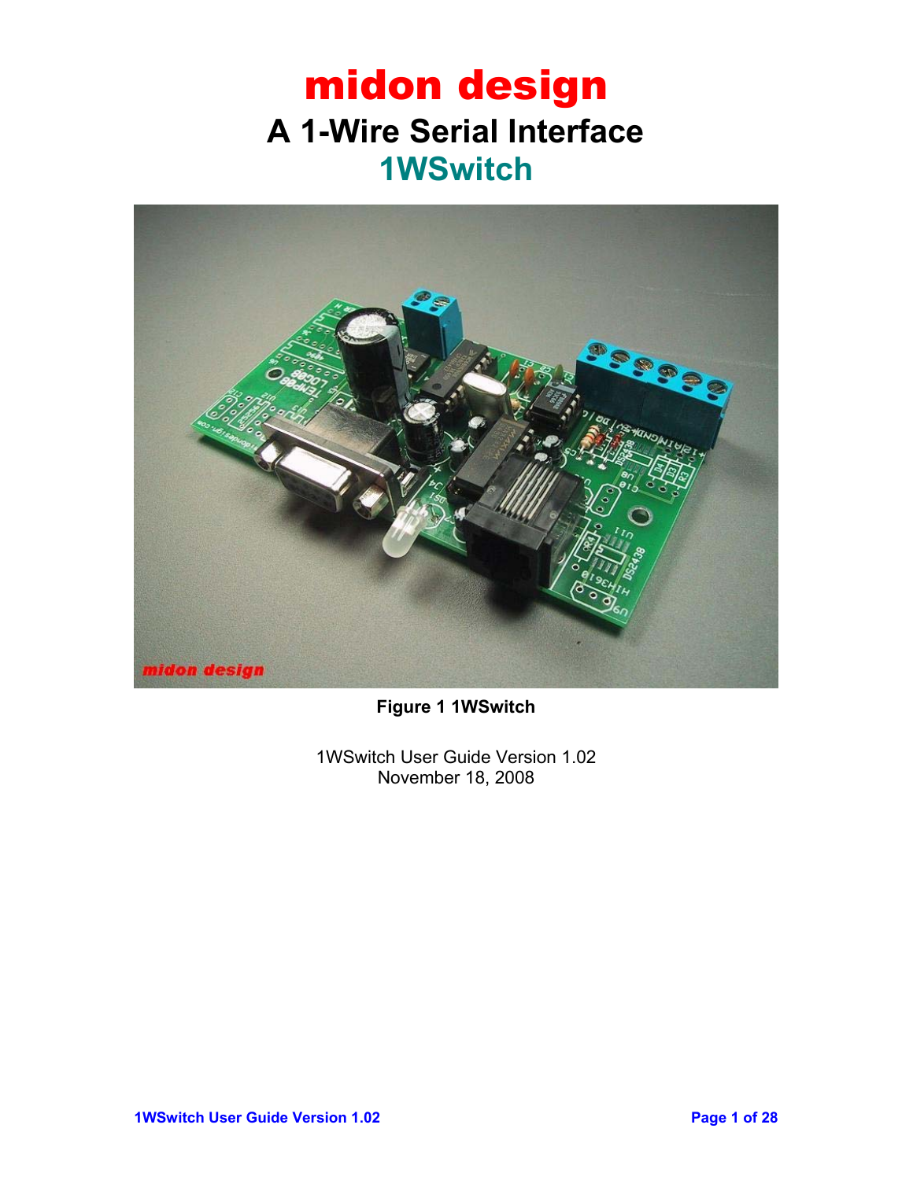# midon design

## A 1-Wire Serial Interface

## 1WSwitch

**Figure 1 1WSwitch**

1WSwitch User Guide Version 1.02
November 18, 2008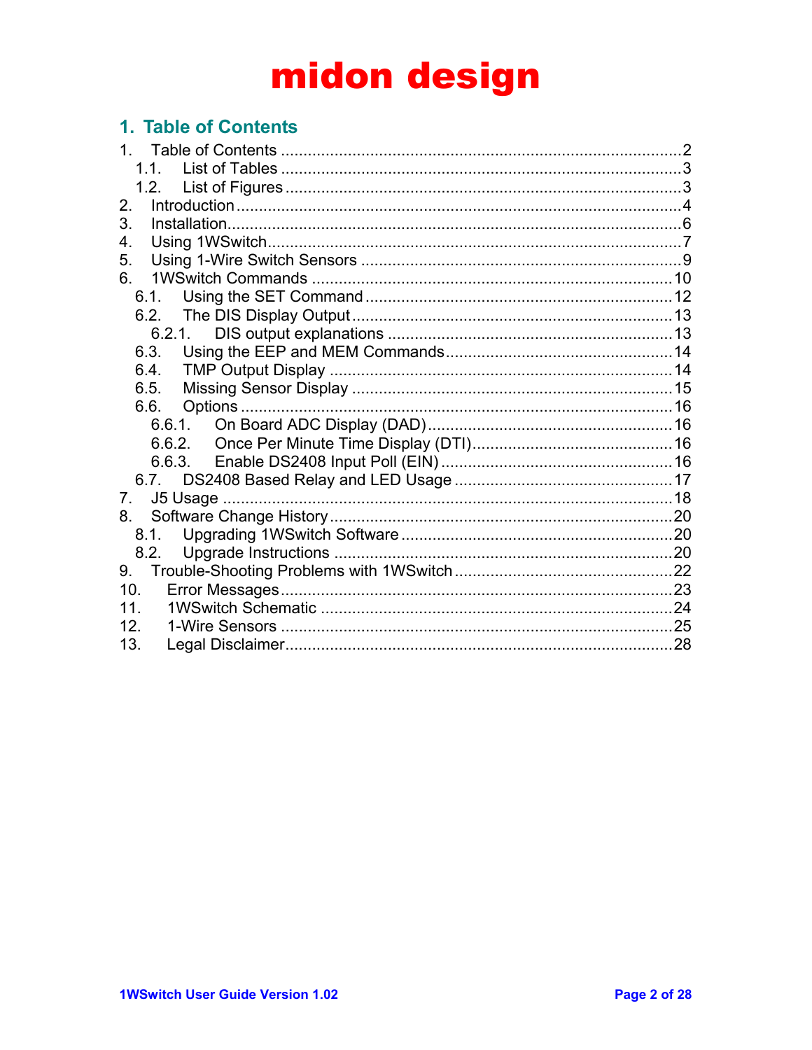# midon design

## 1. Table of Contents

1. Table of Contents ........................................................................................ 2
   - 1.1. List of Tables ........................................................................................ 3
   - 1.2. List of Figures ........................................................................................ 3
2. Introduction ........................................................................................ 4
3. Installation ........................................................................................ 6
4. Using 1WSwitch ........................................................................................ 7
5. Using 1-Wire Switch Sensors ........................................................................................ 9
6. 1WSwitch Commands ........................................................................................ 10
   - 6.1. Using the SET Command ........................................................................................ 12
   - 6.2. The DIS Display Output ........................................................................................ 13
     - 6.2.1. DIS output explanations ........................................................................................ 13
   - 6.3. Using the EEP and MEM Commands ........................................................................................ 14
   - 6.4. TMP Output Display ........................................................................................ 14
   - 6.5. Missing Sensor Display ........................................................................................ 15
   - 6.6. Options ........................................................................................ 16
     - 6.6.1. On Board ADC Display (DAD) ........................................................................................ 16
     - 6.6.2. Once Per Minute Time Display (DTI) ........................................................................................ 16
     - 6.6.3. Enable DS2408 Input Poll (EIN) ........................................................................................ 16
   - 6.7. DS2408 Based Relay and LED Usage ........................................................................................ 17
7. J5 Usage ........................................................................................ 18
8. Software Change History ........................................................................................ 20
   - 8.1. Upgrading 1WSwitch Software ........................................................................................ 20
   - 8.2. Upgrade Instructions ........................................................................................ 20
9. Trouble-Shooting Problems with 1WSwitch ........................................................................................ 22
10. Error Messages ........................................................................................ 23
11. 1WSwitch Schematic ........................................................................................ 24
12. 1-Wire Sensors ........................................................................................ 25
13. Legal Disclaimer ........................................................................................ 28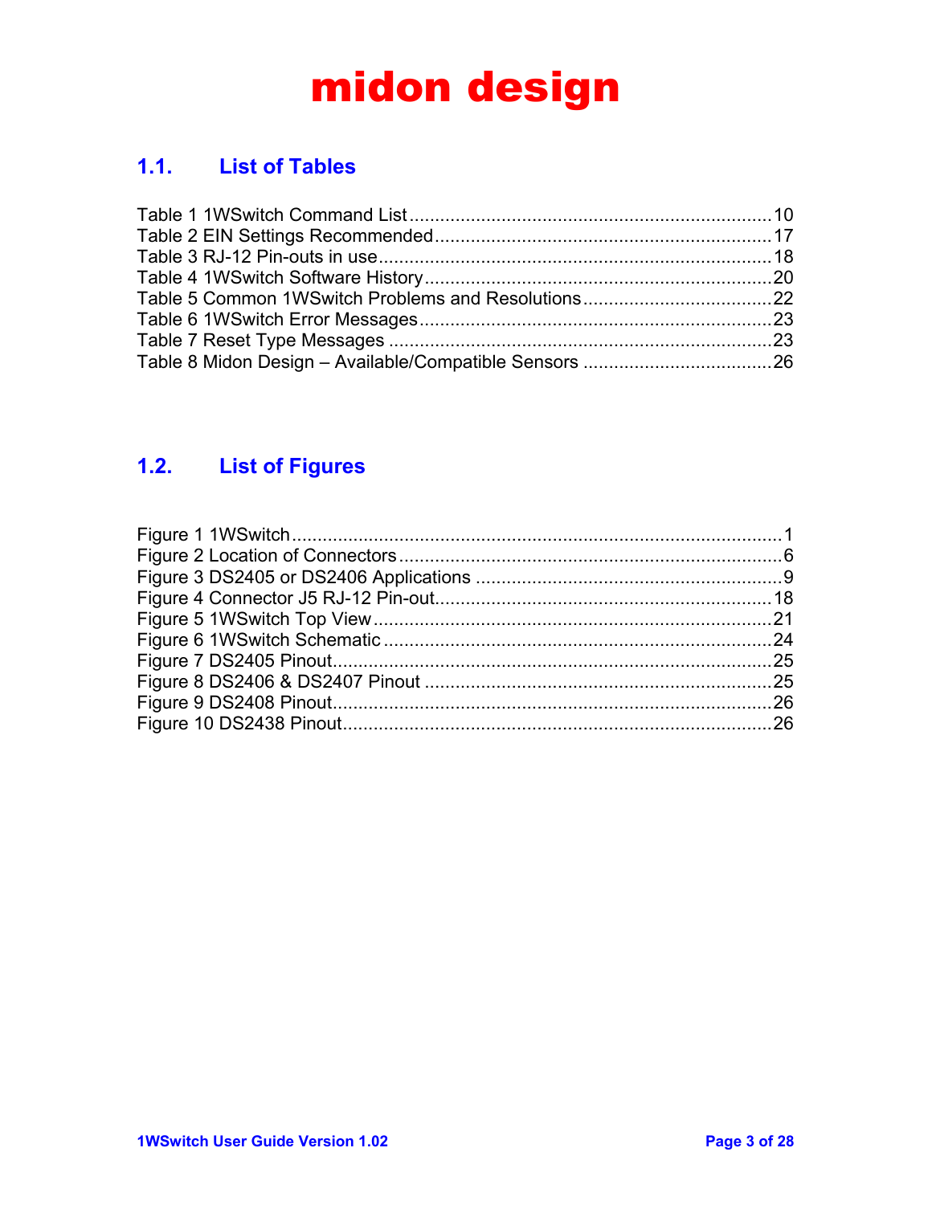# midon design

## 1.1. List of Tables

Table 1 1WSwitch Command List .......................................................................10
Table 2 EIN Settings Recommended.................................................................17
Table 3 RJ-12 Pin-outs in use............................................................................18
Table 4 1WSwitch Software History....................................................................20
Table 5 Common 1WSwitch Problems and Resolutions.....................................22
Table 6 1WSwitch Error Messages.....................................................................23
Table 7 Reset Type Messages ..........................................................................23
Table 8 Midon Design – Available/Compatible Sensors .....................................26

## 1.2. List of Figures

Figure 1 1WSwitch...............................................................................................1
Figure 2 Location of Connectors..........................................................................6
Figure 3 DS2405 or DS2406 Applications ...........................................................9
Figure 4 Connector J5 RJ-12 Pin-out.................................................................18
Figure 5 1WSwitch Top View.............................................................................21
Figure 6 1WSwitch Schematic ...........................................................................24
Figure 7 DS2405 Pinout.....................................................................................25
Figure 8 DS2406 & DS2407 Pinout ....................................................................25
Figure 9 DS2408 Pinout.....................................................................................26
Figure 10 DS2438 Pinout...................................................................................26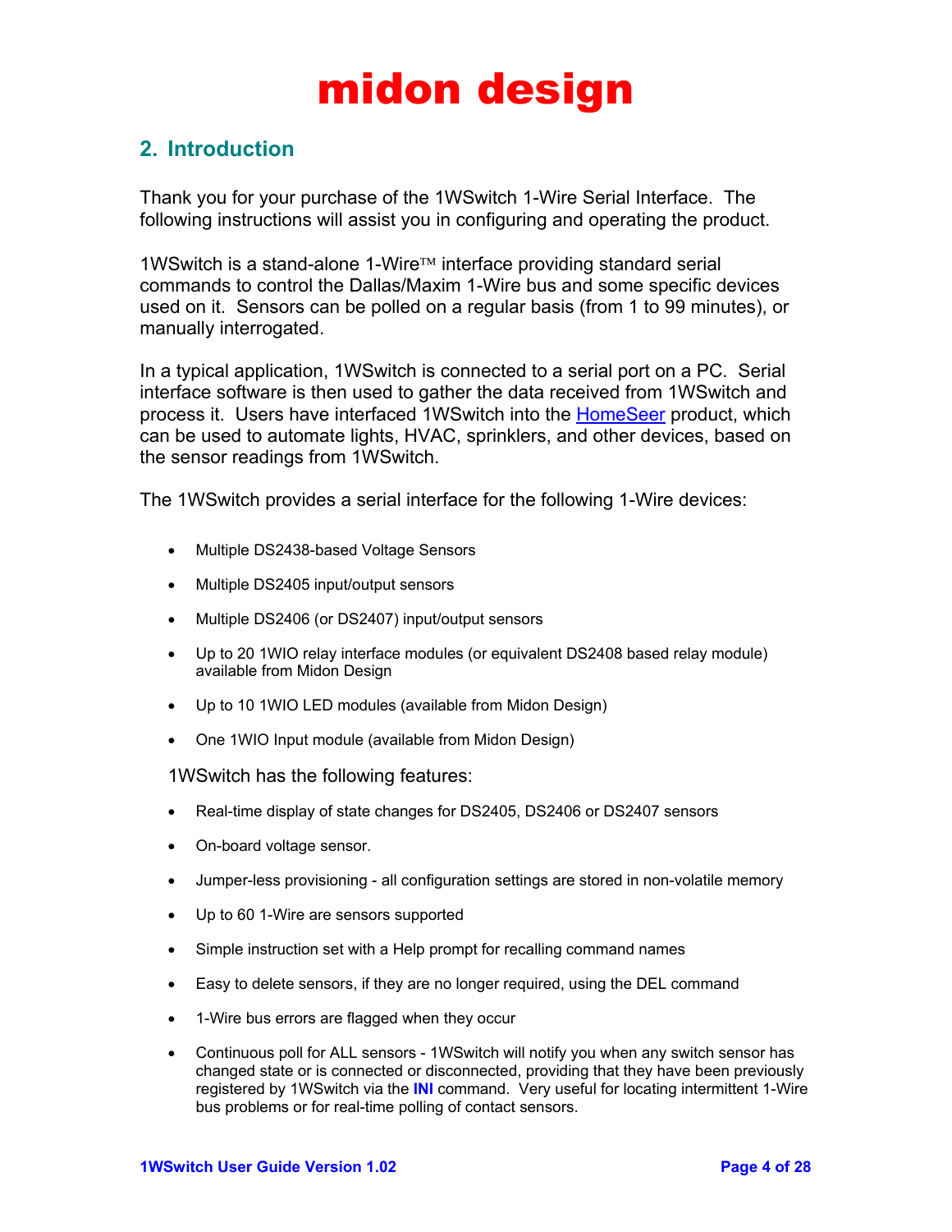# midon design

## 2. Introduction

Thank you for your purchase of the 1WSwitch 1-Wire Serial Interface. The following instructions will assist you in configuring and operating the product.

1WSwitch is a stand-alone 1-Wire™ interface providing standard serial commands to control the Dallas/Maxim 1-Wire bus and some specific devices used on it. Sensors can be polled on a regular basis (from 1 to 99 minutes), or manually interrogated.

In a typical application, 1WSwitch is connected to a serial port on a PC. Serial interface software is then used to gather the data received from 1WSwitch and process it. Users have interfaced 1WSwitch into the HomeSeer product, which can be used to automate lights, HVAC, sprinklers, and other devices, based on the sensor readings from 1WSwitch.

The 1WSwitch provides a serial interface for the following 1-Wire devices:

- Multiple DS2438-based Voltage Sensors
- Multiple DS2405 input/output sensors
- Multiple DS2406 (or DS2407) input/output sensors
- Up to 20 1WIO relay interface modules (or equivalent DS2408 based relay module) available from Midon Design
- Up to 10 1WIO LED modules (available from Midon Design)
- One 1WIO Input module (available from Midon Design)

1WSwitch has the following features:

- Real-time display of state changes for DS2405, DS2406 or DS2407 sensors
- On-board voltage sensor.
- Jumper-less provisioning - all configuration settings are stored in non-volatile memory
- Up to 60 1-Wire are sensors supported
- Simple instruction set with a Help prompt for recalling command names
- Easy to delete sensors, if they are no longer required, using the DEL command
- 1-Wire bus errors are flagged when they occur
- Continuous poll for ALL sensors - 1WSwitch will notify you when any switch sensor has changed state or is connected or disconnected, providing that they have been previously registered by 1WSwitch via the **INI** command. Very useful for locating intermittent 1-Wire bus problems or for real-time polling of contact sensors.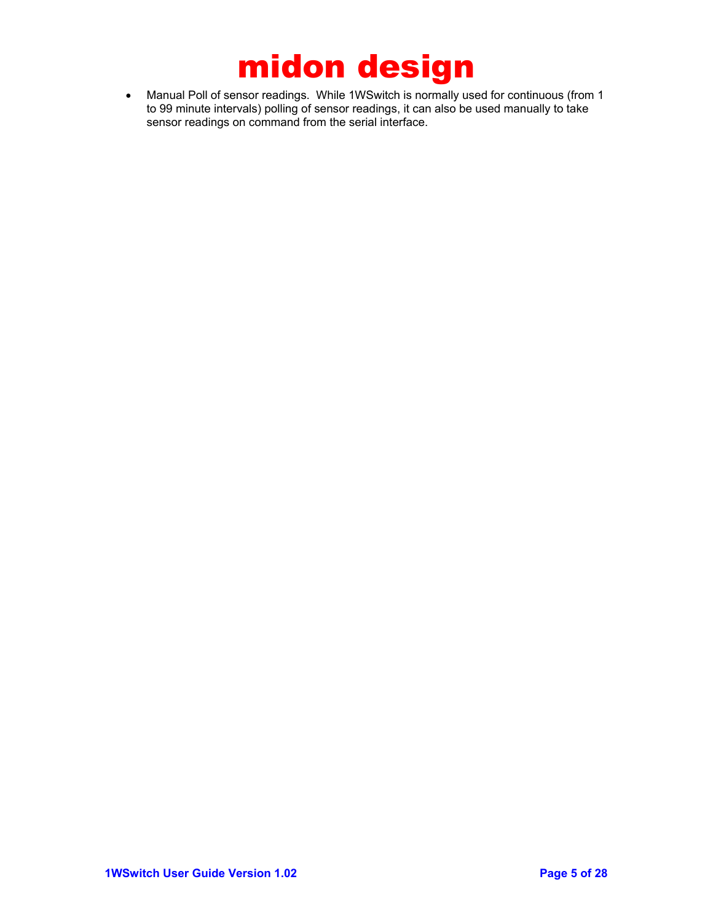- Manual Poll of sensor readings. While 1WSwitch is normally used for continuous (from 1 to 99 minute intervals) polling of sensor readings, it can also be used manually to take sensor readings on command from the serial interface.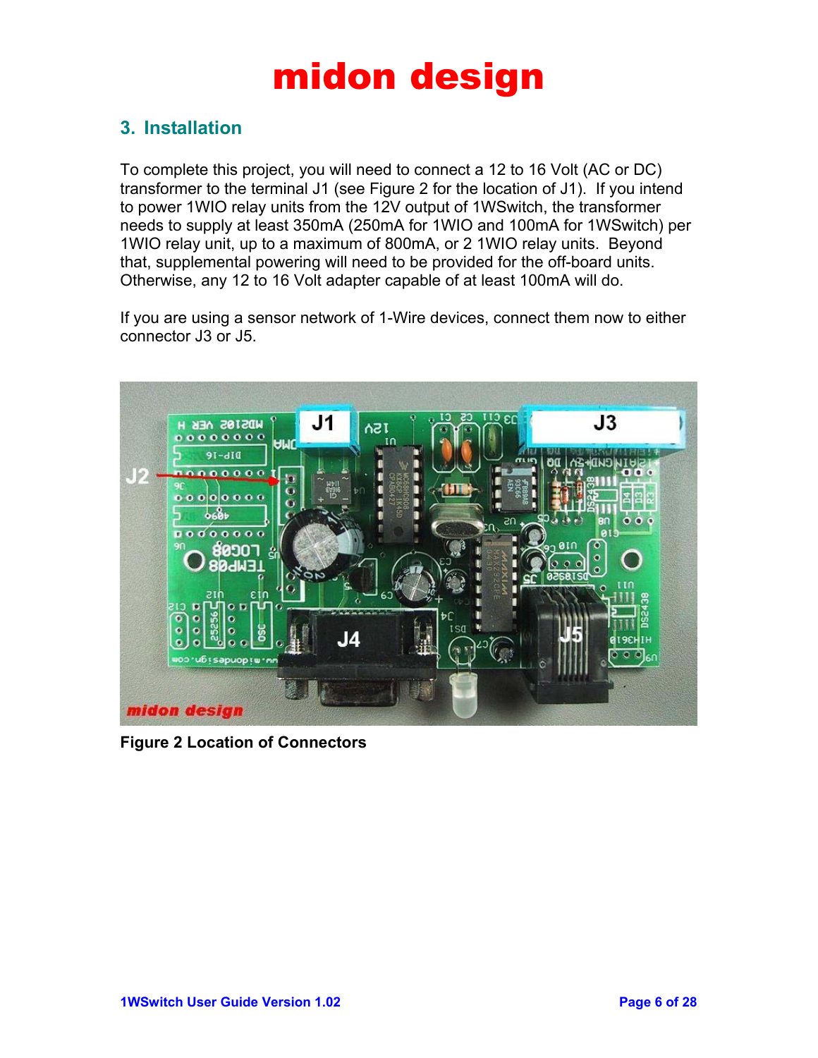## 3. Installation

To complete this project, you will need to connect a 12 to 16 Volt (AC or DC) transformer to the terminal J1 (see Figure 2 for the location of J1). If you intend to power 1WIO relay units from the 12V output of 1WSwitch, the transformer needs to supply at least 350mA (250mA for 1WIO and 100mA for 1WSwitch) per 1WIO relay unit, up to a maximum of 800mA, or 2 1WIO relay units. Beyond that, supplemental powering will need to be provided for the off-board units. Otherwise, any 12 to 16 Volt adapter capable of at least 100mA will do.

If you are using a sensor network of 1-Wire devices, connect them now to either connector J3 or J5.

**Figure 2 Location of Connectors**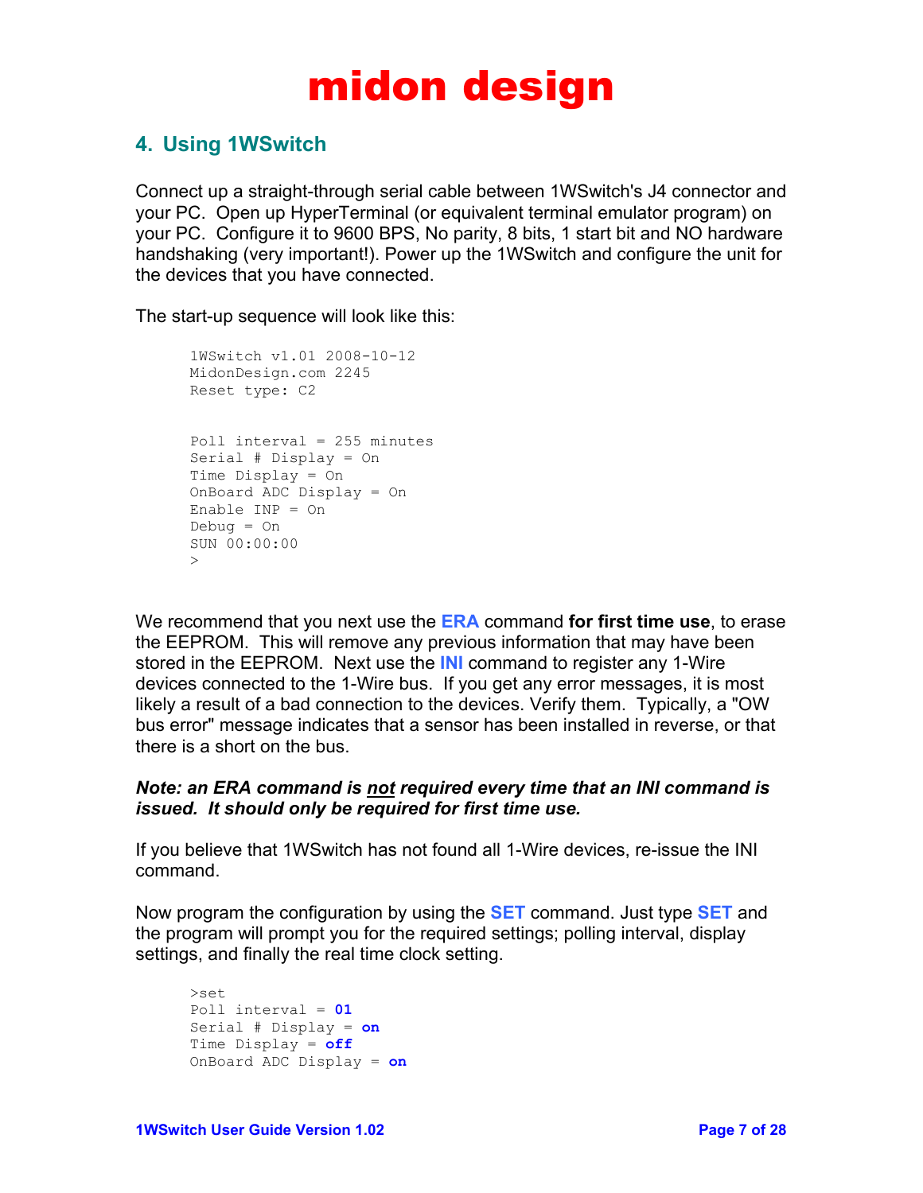# midon design

## 4. Using 1WSwitch

Connect up a straight-through serial cable between 1WSwitch's J4 connector and your PC. Open up HyperTerminal (or equivalent terminal emulator program) on your PC. Configure it to 9600 BPS, No parity, 8 bits, 1 start bit and NO hardware handshaking (very important!). Power up the 1WSwitch and configure the unit for the devices that you have connected.

The start-up sequence will look like this:

```
1WSwitch v1.01 2008-10-12
MidonDesign.com 2245
Reset type: C2


Poll interval = 255 minutes
Serial # Display = On
Time Display = On
OnBoard ADC Display = On
Enable INP = On
Debug = On
SUN 00:00:00
>
```

We recommend that you next use the **ERA** command **for first time use**, to erase the EEPROM. This will remove any previous information that may have been stored in the EEPROM. Next use the **INI** command to register any 1-Wire devices connected to the 1-Wire bus. If you get any error messages, it is most likely a result of a bad connection to the devices. Verify them. Typically, a "OW bus error" message indicates that a sensor has been installed in reverse, or that there is a short on the bus.

***Note: an ERA command is not required every time that an INI command is issued. It should only be required for first time use.***

If you believe that 1WSwitch has not found all 1-Wire devices, re-issue the INI command.

Now program the configuration by using the **SET** command. Just type **SET** and the program will prompt you for the required settings; polling interval, display settings, and finally the real time clock setting.

```
>set
Poll interval = 01
Serial # Display = on
Time Display = off
OnBoard ADC Display = on
```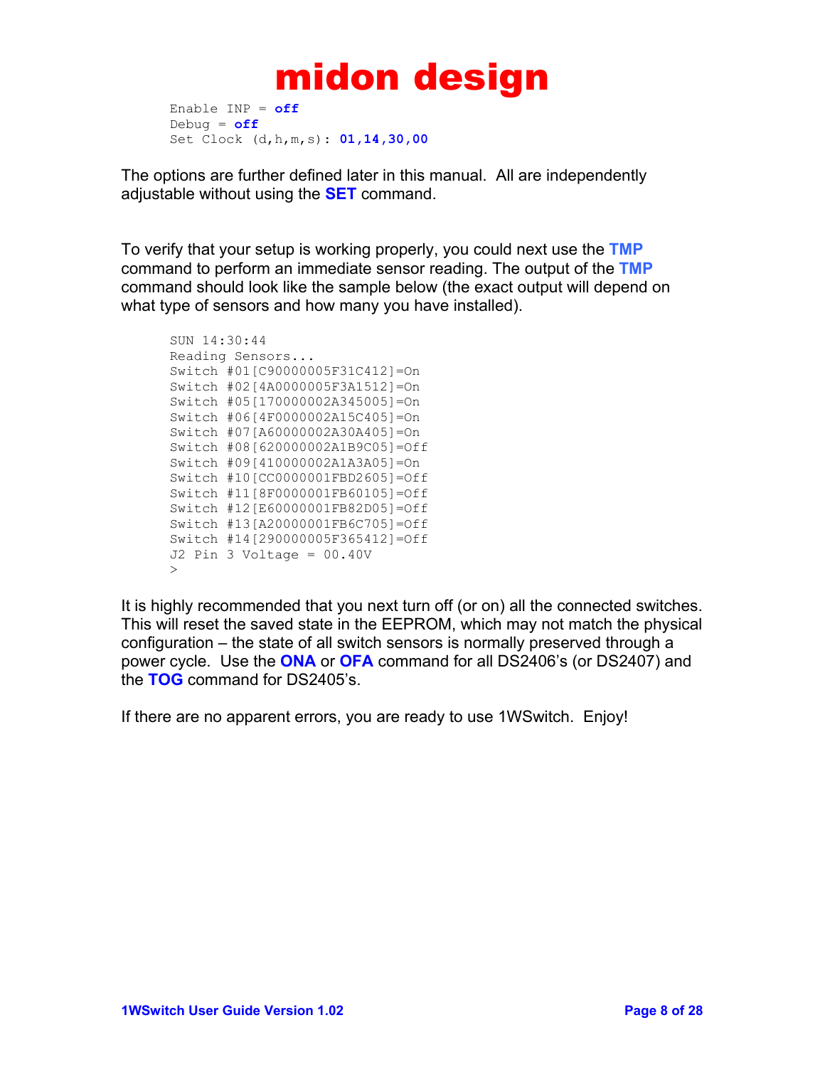```
Enable INP = off
Debug = off
Set Clock (d,h,m,s): 01,14,30,00
```

The options are further defined later in this manual. All are independently adjustable without using the **SET** command.

To verify that your setup is working properly, you could next use the **TMP** command to perform an immediate sensor reading. The output of the **TMP** command should look like the sample below (the exact output will depend on what type of sensors and how many you have installed).

```
SUN 14:30:44
Reading Sensors...
Switch #01[C90000005F31C412]=On
Switch #02[4A0000005F3A1512]=On
Switch #05[170000002A345005]=On
Switch #06[4F0000002A15C405]=On
Switch #07[A60000002A30A405]=On
Switch #08[620000002A1B9C05]=Off
Switch #09[410000002A1A3A05]=On
Switch #10[CC0000001FBD2605]=Off
Switch #11[8F0000001FB60105]=Off
Switch #12[E60000001FB82D05]=Off
Switch #13[A20000001FB6C705]=Off
Switch #14[290000005F365412]=Off
J2 Pin 3 Voltage = 00.40V
>
```

It is highly recommended that you next turn off (or on) all the connected switches. This will reset the saved state in the EEPROM, which may not match the physical configuration – the state of all switch sensors is normally preserved through a power cycle. Use the **ONA** or **OFA** command for all DS2406's (or DS2407) and the **TOG** command for DS2405's.

If there are no apparent errors, you are ready to use 1WSwitch. Enjoy!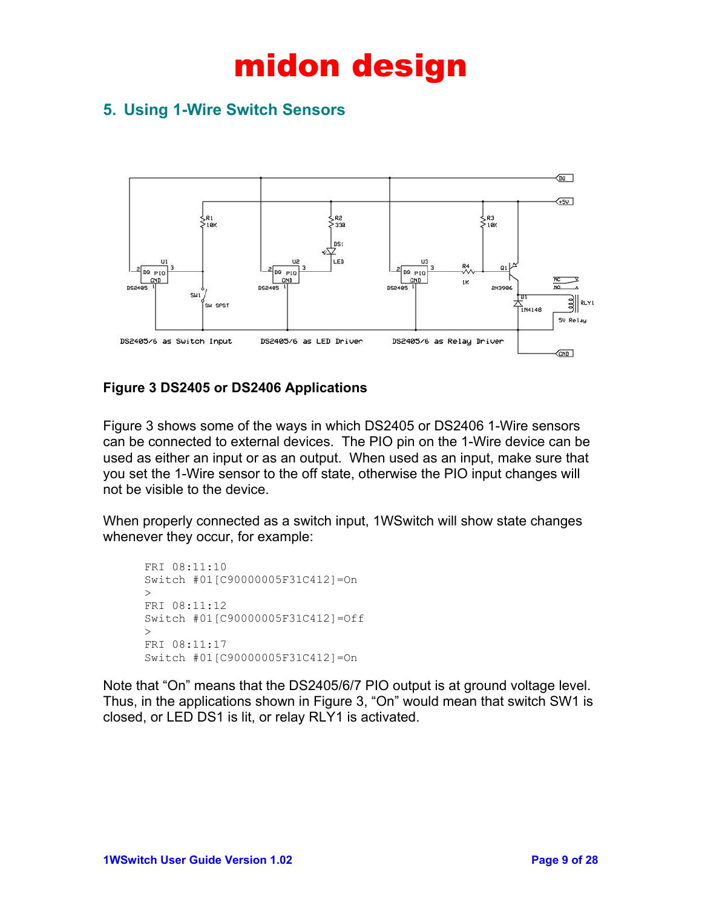# midon design

## 5. Using 1-Wire Switch Sensors

**Figure 3 DS2405 or DS2406 Applications**

Figure 3 shows some of the ways in which DS2405 or DS2406 1-Wire sensors can be connected to external devices. The PIO pin on the 1-Wire device can be used as either an input or as an output. When used as an input, make sure that you set the 1-Wire sensor to the off state, otherwise the PIO input changes will not be visible to the device.

When properly connected as a switch input, 1WSwitch will show state changes whenever they occur, for example:

```
FRI 08:11:10
Switch #01[C90000005F31C412]=On
>
FRI 08:11:12
Switch #01[C90000005F31C412]=Off
>
FRI 08:11:17
Switch #01[C90000005F31C412]=On
```

Note that “On” means that the DS2405/6/7 PIO output is at ground voltage level. Thus, in the applications shown in Figure 3, “On” would mean that switch SW1 is closed, or LED DS1 is lit, or relay RLY1 is activated.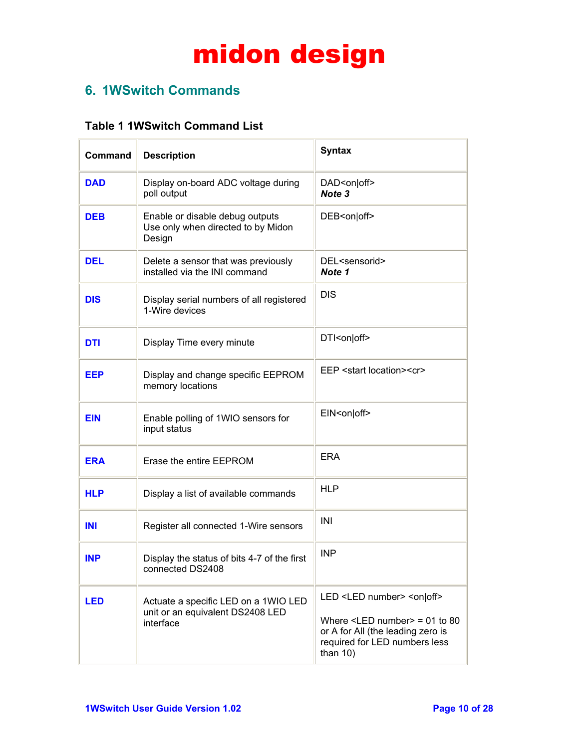# midon design

## 6. 1WSwitch Commands

### Table 1 1WSwitch Command List

| Command | Description | Syntax |
|---|---|---|
| **DAD** | Display on-board ADC voltage during poll output | DAD<on\|off> ***Note 3*** |
| **DEB** | Enable or disable debug outputs Use only when directed to by Midon Design | DEB<on\|off> |
| **DEL** | Delete a sensor that was previously installed via the INI command | DEL<sensorid> ***Note 1*** |
| **DIS** | Display serial numbers of all registered 1-Wire devices | DIS |
| **DTI** | Display Time every minute | DTI<on\|off> |
| **EEP** | Display and change specific EEPROM memory locations | EEP <start location><cr> |
| **EIN** | Enable polling of 1WIO sensors for input status | EIN<on\|off> |
| **ERA** | Erase the entire EEPROM | ERA |
| **HLP** | Display a list of available commands | HLP |
| **INI** | Register all connected 1-Wire sensors | INI |
| **INP** | Display the status of bits 4-7 of the first connected DS2408 | INP |
| **LED** | Actuate a specific LED on a 1WIO LED unit or an equivalent DS2408 LED interface | LED <LED number> <on\|off><br><br>Where <LED number> = 01 to 80 or A for All (the leading zero is required for LED numbers less than 10) |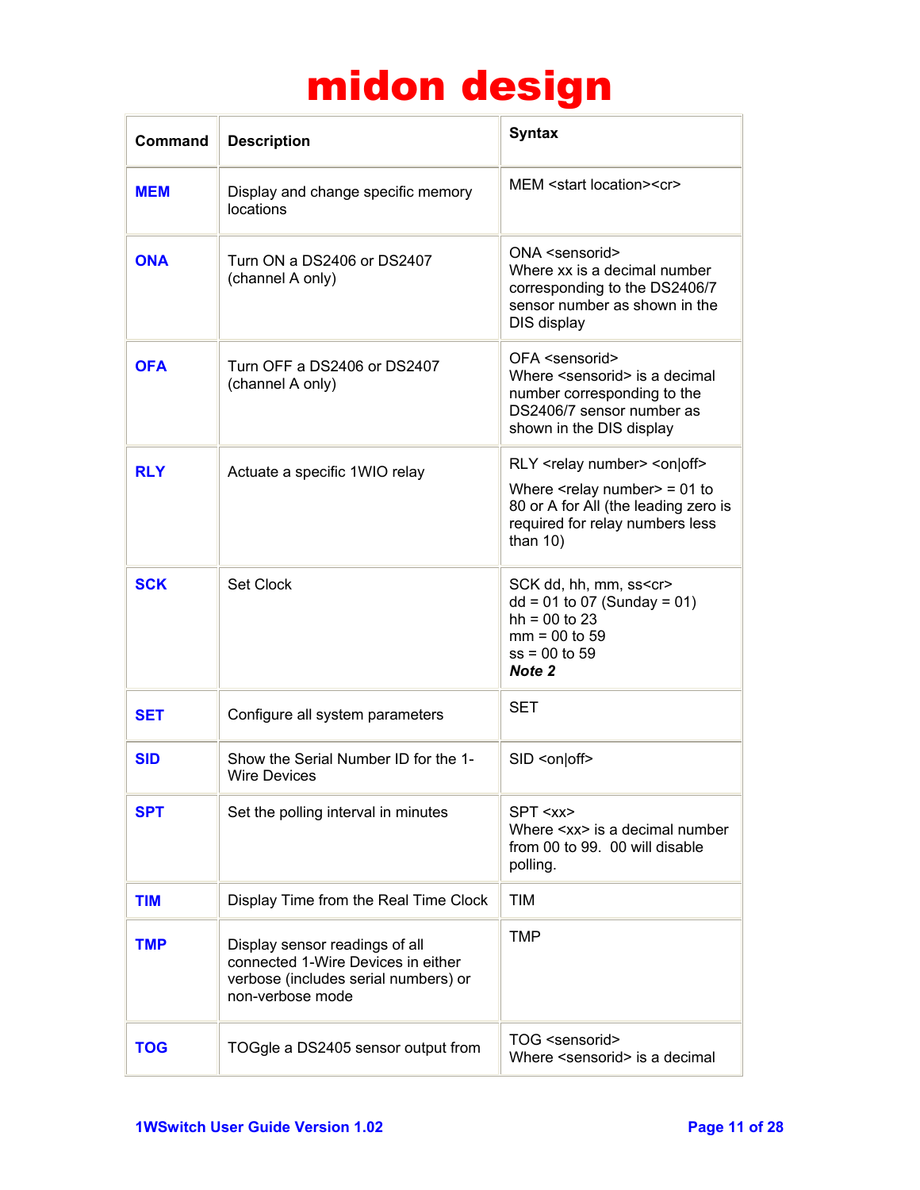| Command | Description | Syntax |
|---|---|---|
| **MEM** | Display and change specific memory locations | MEM <start location><cr> |
| **ONA** | Turn ON a DS2406 or DS2407 (channel A only) | ONA <sensorid><br>Where xx is a decimal number corresponding to the DS2406/7 sensor number as shown in the DIS display |
| **OFA** | Turn OFF a DS2406 or DS2407 (channel A only) | OFA <sensorid><br>Where <sensorid> is a decimal number corresponding to the DS2406/7 sensor number as shown in the DIS display |
| **RLY** | Actuate a specific 1WIO relay | RLY <relay number> <on\|off><br>Where <relay number> = 01 to 80 or A for All (the leading zero is required for relay numbers less than 10) |
| **SCK** | Set Clock | SCK dd, hh, mm, ss<cr><br>dd = 01 to 07 (Sunday = 01)<br>hh = 00 to 23<br>mm = 00 to 59<br>ss = 00 to 59<br>***Note 2*** |
| **SET** | Configure all system parameters | SET |
| **SID** | Show the Serial Number ID for the 1-Wire Devices | SID <on\|off> |
| **SPT** | Set the polling interval in minutes | SPT <xx><br>Where <xx> is a decimal number from 00 to 99. 00 will disable polling. |
| **TIM** | Display Time from the Real Time Clock | TIM |
| **TMP** | Display sensor readings of all connected 1-Wire Devices in either verbose (includes serial numbers) or non-verbose mode | TMP |
| **TOG** | TOGgle a DS2405 sensor output from | TOG <sensorid><br>Where <sensorid> is a decimal |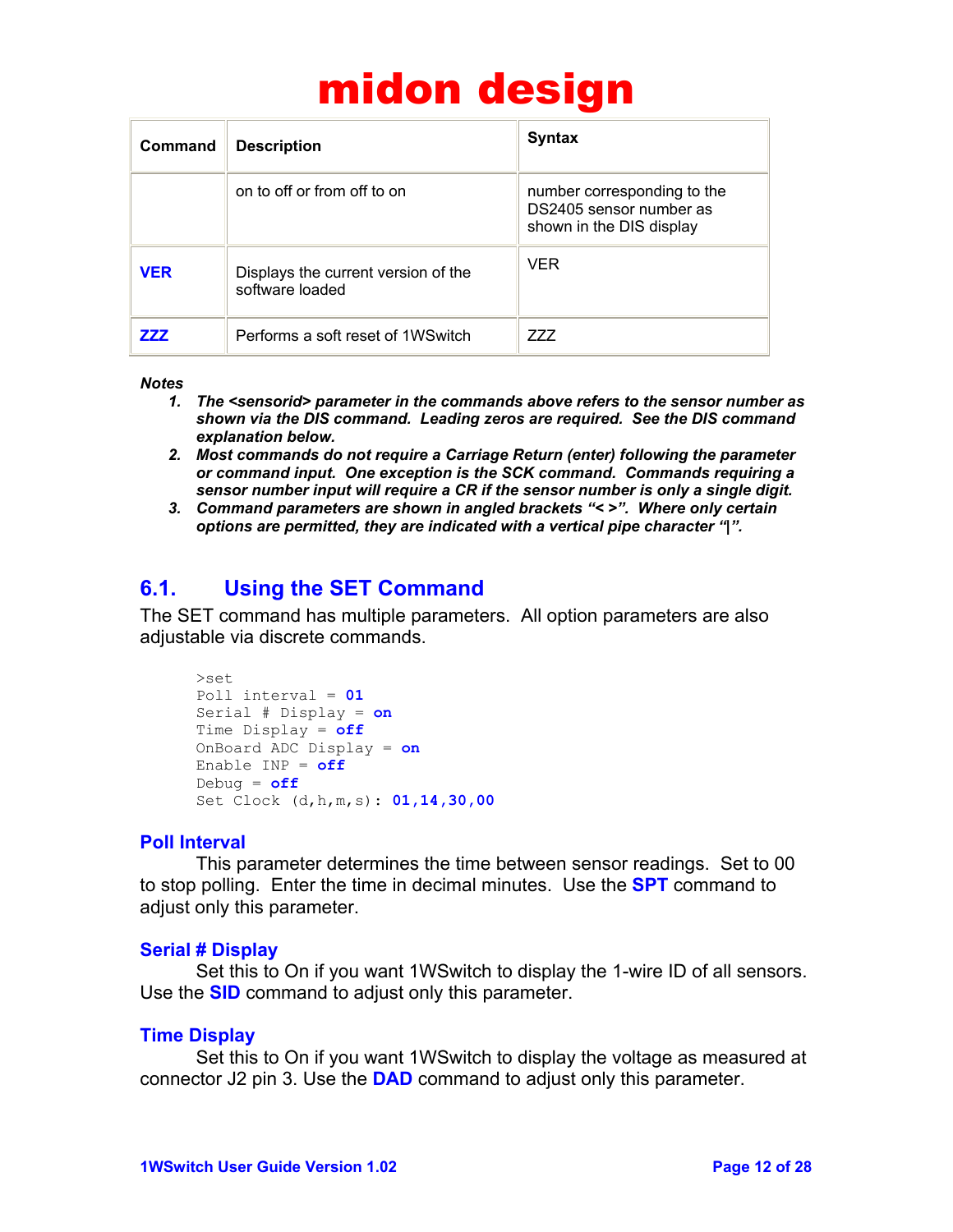| Command | Description | Syntax |
|---|---|---|
| | on to off or from off to on | number corresponding to the DS2405 sensor number as shown in the DIS display |
| **VER** | Displays the current version of the software loaded | VER |
| **ZZZ** | Performs a soft reset of 1WSwitch | ZZZ |

***Notes***

1. ***The <sensorid> parameter in the commands above refers to the sensor number as shown via the DIS command. Leading zeros are required. See the DIS command explanation below.***
2. ***Most commands do not require a Carriage Return (enter) following the parameter or command input. One exception is the SCK command. Commands requiring a sensor number input will require a CR if the sensor number is only a single digit.***
3. ***Command parameters are shown in angled brackets "< >". Where only certain options are permitted, they are indicated with a vertical pipe character "|".***

## 6.1. Using the SET Command

The SET command has multiple parameters. All option parameters are also adjustable via discrete commands.

```
>set
Poll interval = 01
Serial # Display = on
Time Display = off
OnBoard ADC Display = on
Enable INP = off
Debug = off
Set Clock (d,h,m,s): 01,14,30,00
```

### Poll Interval

This parameter determines the time between sensor readings. Set to 00 to stop polling. Enter the time in decimal minutes. Use the **SPT** command to adjust only this parameter.

### Serial # Display

Set this to On if you want 1WSwitch to display the 1-wire ID of all sensors. Use the **SID** command to adjust only this parameter.

### Time Display

Set this to On if you want 1WSwitch to display the voltage as measured at connector J2 pin 3. Use the **DAD** command to adjust only this parameter.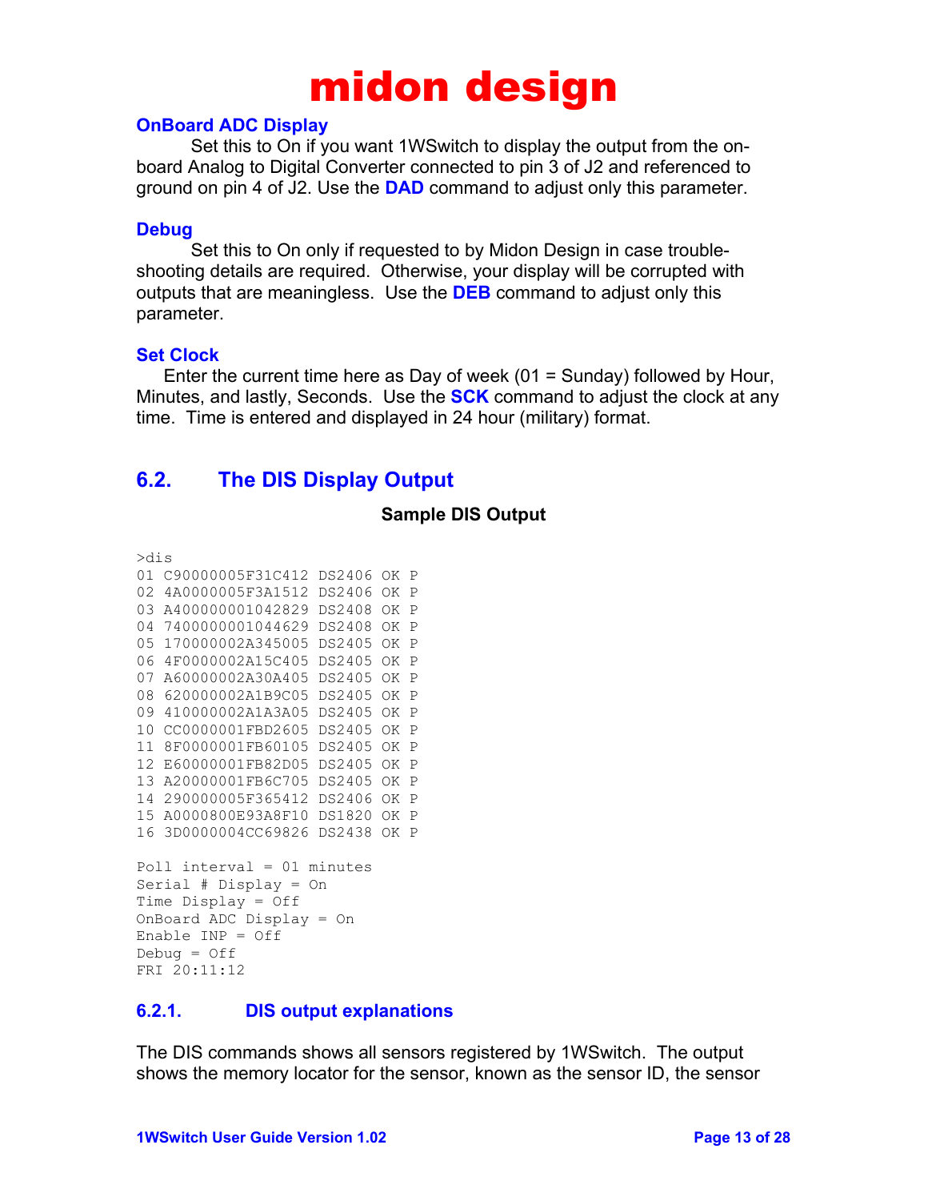#### OnBoard ADC Display

Set this to On if you want 1WSwitch to display the output from the on-board Analog to Digital Converter connected to pin 3 of J2 and referenced to ground on pin 4 of J2. Use the **DAD** command to adjust only this parameter.

#### Debug

Set this to On only if requested to by Midon Design in case trouble-shooting details are required. Otherwise, your display will be corrupted with outputs that are meaningless. Use the **DEB** command to adjust only this parameter.

#### Set Clock

Enter the current time here as Day of week (01 = Sunday) followed by Hour, Minutes, and lastly, Seconds. Use the **SCK** command to adjust the clock at any time. Time is entered and displayed in 24 hour (military) format.

## 6.2. The DIS Display Output

**Sample DIS Output**

```
>dis
01 C90000005F31C412 DS2406 OK P
02 4A0000005F3A1512 DS2406 OK P
03 A400000001042829 DS2408 OK P
04 7400000001044629 DS2408 OK P
05 170000002A345005 DS2405 OK P
06 4F0000002A15C405 DS2405 OK P
07 A60000002A30A405 DS2405 OK P
08 620000002A1B9C05 DS2405 OK P
09 410000002A1A3A05 DS2405 OK P
10 CC0000001FBD2605 DS2405 OK P
11 8F0000001FB60105 DS2405 OK P
12 E60000001FB82D05 DS2405 OK P
13 A20000001FB6C705 DS2405 OK P
14 290000005F365412 DS2406 OK P
15 A0000800E93A8F10 DS1820 OK P
16 3D0000004CC69826 DS2438 OK P

Poll interval = 01 minutes
Serial # Display = On
Time Display = Off
OnBoard ADC Display = On
Enable INP = Off
Debug = Off
FRI 20:11:12
```

### 6.2.1. DIS output explanations

The DIS commands shows all sensors registered by 1WSwitch. The output shows the memory locator for the sensor, known as the sensor ID, the sensor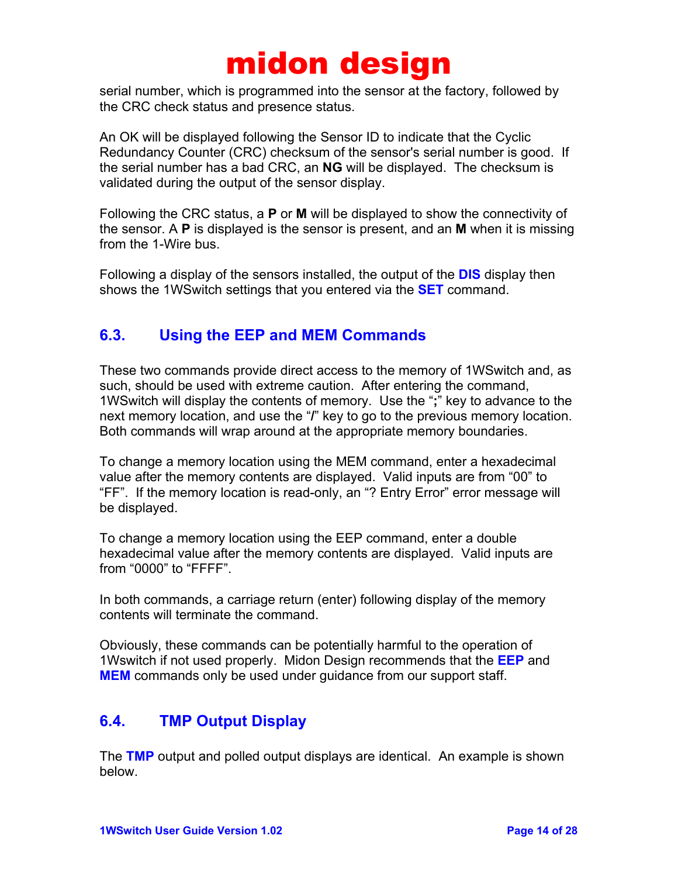serial number, which is programmed into the sensor at the factory, followed by the CRC check status and presence status.

An OK will be displayed following the Sensor ID to indicate that the Cyclic Redundancy Counter (CRC) checksum of the sensor's serial number is good. If the serial number has a bad CRC, an **NG** will be displayed. The checksum is validated during the output of the sensor display.

Following the CRC status, a **P** or **M** will be displayed to show the connectivity of the sensor. A **P** is displayed is the sensor is present, and an **M** when it is missing from the 1-Wire bus.

Following a display of the sensors installed, the output of the **DIS** display then shows the 1WSwitch settings that you entered via the **SET** command.

## 6.3. Using the EEP and MEM Commands

These two commands provide direct access to the memory of 1WSwitch and, as such, should be used with extreme caution. After entering the command, 1WSwitch will display the contents of memory. Use the "**;**" key to advance to the next memory location, and use the "**/**" key to go to the previous memory location. Both commands will wrap around at the appropriate memory boundaries.

To change a memory location using the MEM command, enter a hexadecimal value after the memory contents are displayed. Valid inputs are from "00" to "FF". If the memory location is read-only, an "? Entry Error" error message will be displayed.

To change a memory location using the EEP command, enter a double hexadecimal value after the memory contents are displayed. Valid inputs are from "0000" to "FFFF".

In both commands, a carriage return (enter) following display of the memory contents will terminate the command.

Obviously, these commands can be potentially harmful to the operation of 1Wswitch if not used properly. Midon Design recommends that the **EEP** and **MEM** commands only be used under guidance from our support staff.

## 6.4. TMP Output Display

The **TMP** output and polled output displays are identical. An example is shown below.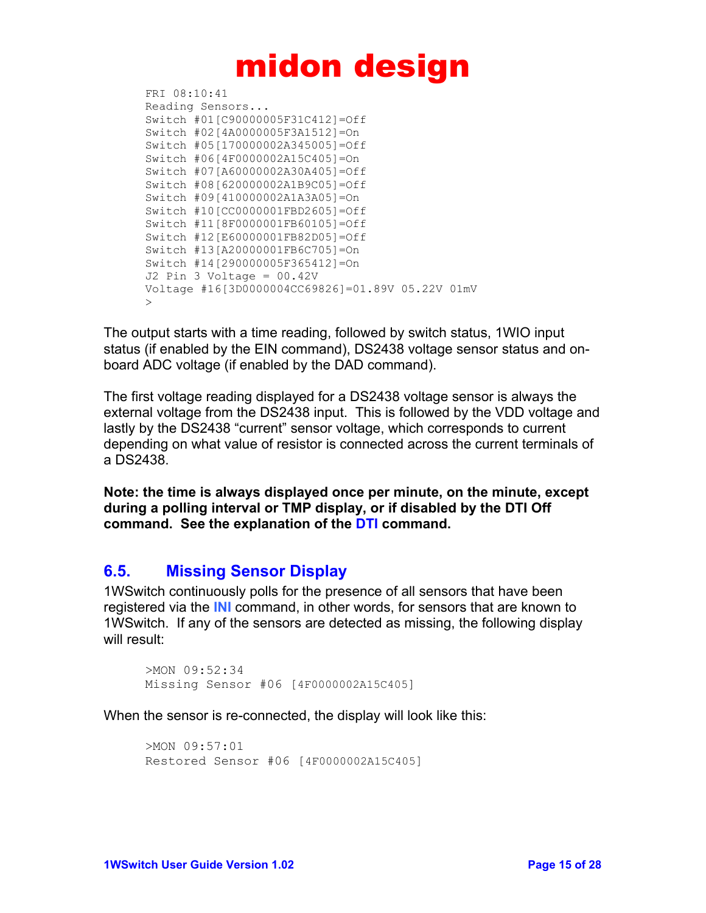```
FRI 08:10:41
Reading Sensors...
Switch #01[C90000005F31C412]=Off
Switch #02[4A0000005F3A1512]=On
Switch #05[170000002A345005]=Off
Switch #06[4F0000002A15C405]=On
Switch #07[A60000002A30A405]=Off
Switch #08[620000002A1B9C05]=Off
Switch #09[410000002A1A3A05]=On
Switch #10[CC0000001FBD2605]=Off
Switch #11[8F0000001FB60105]=Off
Switch #12[E60000001FB82D05]=Off
Switch #13[A20000001FB6C705]=On
Switch #14[290000005F365412]=On
J2 Pin 3 Voltage = 00.42V
Voltage #16[3D0000004CC69826]=01.89V 05.22V 01mV
>
```

The output starts with a time reading, followed by switch status, 1WIO input status (if enabled by the EIN command), DS2438 voltage sensor status and on-board ADC voltage (if enabled by the DAD command).

The first voltage reading displayed for a DS2438 voltage sensor is always the external voltage from the DS2438 input. This is followed by the VDD voltage and lastly by the DS2438 "current" sensor voltage, which corresponds to current depending on what value of resistor is connected across the current terminals of a DS2438.

**Note: the time is always displayed once per minute, on the minute, except during a polling interval or TMP display, or if disabled by the DTI Off command. See the explanation of the DTI command.**

## 6.5. Missing Sensor Display

1WSwitch continuously polls for the presence of all sensors that have been registered via the **INI** command, in other words, for sensors that are known to 1WSwitch. If any of the sensors are detected as missing, the following display will result:

```
>MON 09:52:34
Missing Sensor #06 [4F0000002A15C405]
```

When the sensor is re-connected, the display will look like this:

```
>MON 09:57:01
Restored Sensor #06 [4F0000002A15C405]
```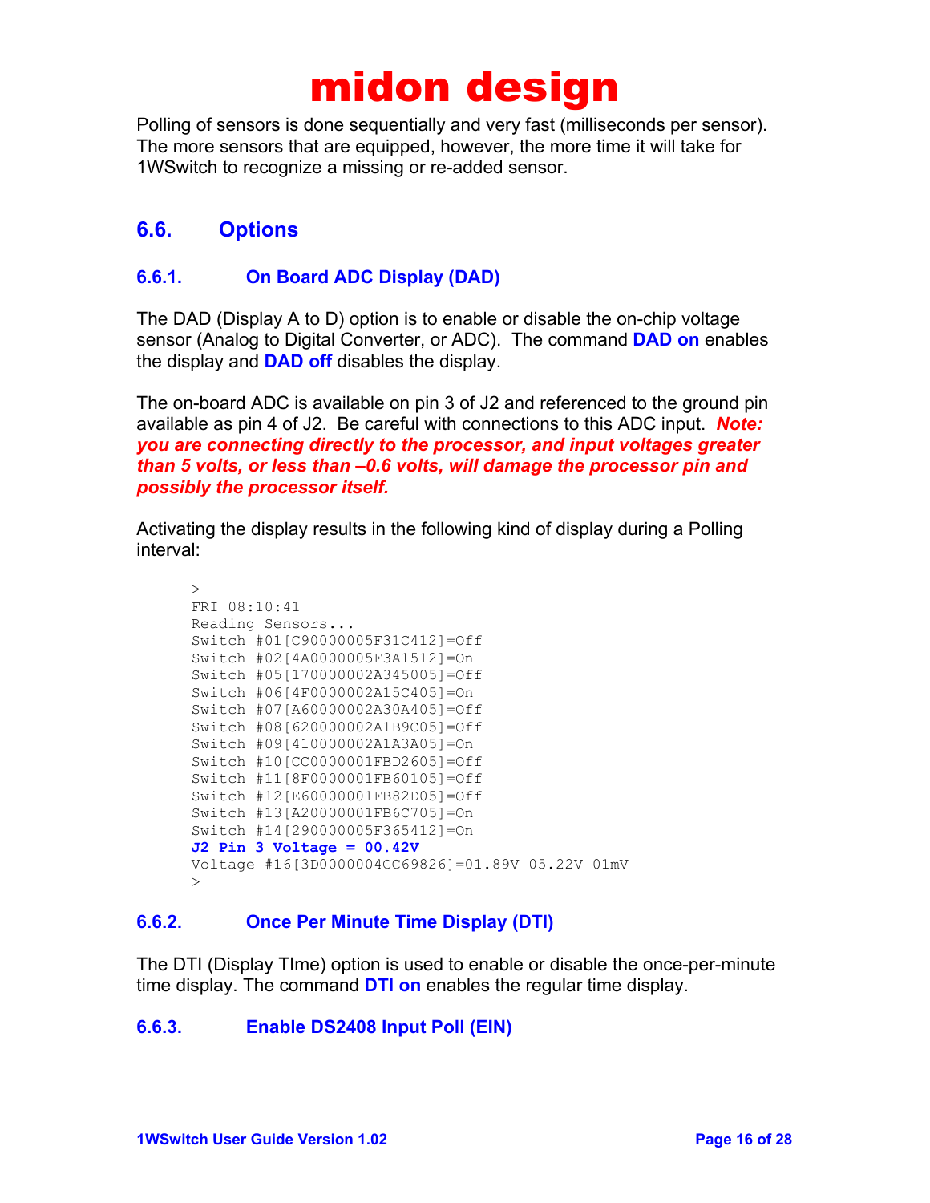Polling of sensors is done sequentially and very fast (milliseconds per sensor). The more sensors that are equipped, however, the more time it will take for 1WSwitch to recognize a missing or re-added sensor.

## 6.6. Options

### 6.6.1. On Board ADC Display (DAD)

The DAD (Display A to D) option is to enable or disable the on-chip voltage sensor (Analog to Digital Converter, or ADC). The command **DAD on** enables the display and **DAD off** disables the display.

The on-board ADC is available on pin 3 of J2 and referenced to the ground pin available as pin 4 of J2. Be careful with connections to this ADC input. ***Note: you are connecting directly to the processor, and input voltages greater than 5 volts, or less than –0.6 volts, will damage the processor pin and possibly the processor itself.***

Activating the display results in the following kind of display during a Polling interval:

```
>
FRI 08:10:41
Reading Sensors...
Switch #01[C90000005F31C412]=Off
Switch #02[4A0000005F3A1512]=On
Switch #05[170000002A345005]=Off
Switch #06[4F0000002A15C405]=On
Switch #07[A60000002A30A405]=Off
Switch #08[620000002A1B9C05]=Off
Switch #09[410000002A1A3A05]=On
Switch #10[CC0000001FBD2605]=Off
Switch #11[8F0000001FB60105]=Off
Switch #12[E60000001FB82D05]=Off
Switch #13[A20000001FB6C705]=On
Switch #14[290000005F365412]=On
J2 Pin 3 Voltage = 00.42V
Voltage #16[3D0000004CC69826]=01.89V 05.22V 01mV
>
```

### 6.6.2. Once Per Minute Time Display (DTI)

The DTI (Display TIme) option is used to enable or disable the once-per-minute time display. The command **DTI on** enables the regular time display.

### 6.6.3. Enable DS2408 Input Poll (EIN)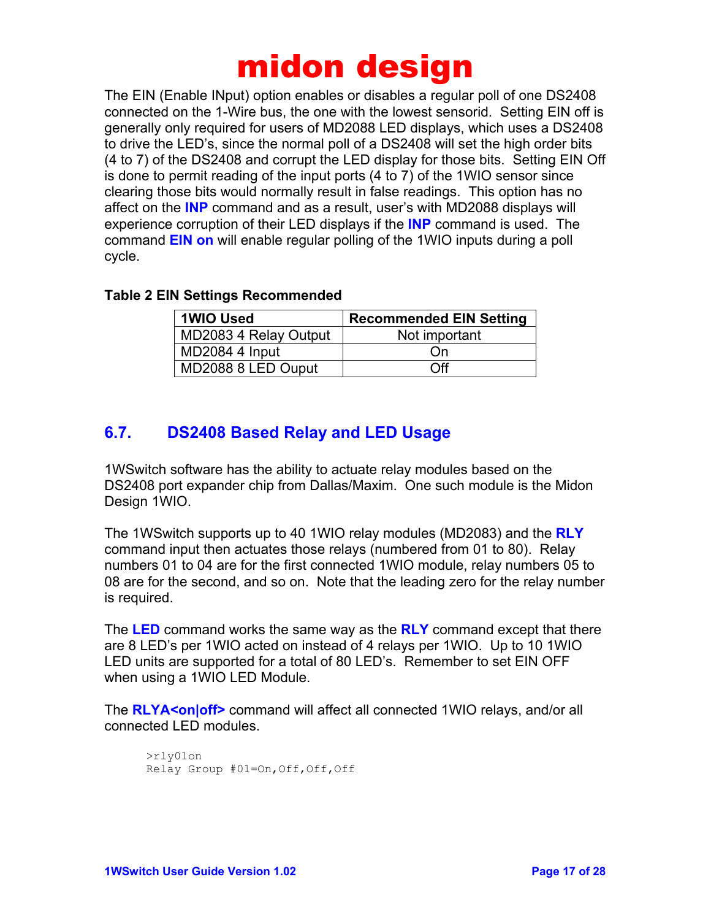The EIN (Enable INput) option enables or disables a regular poll of one DS2408 connected on the 1-Wire bus, the one with the lowest sensorid. Setting EIN off is generally only required for users of MD2088 LED displays, which uses a DS2408 to drive the LED's, since the normal poll of a DS2408 will set the high order bits (4 to 7) of the DS2408 and corrupt the LED display for those bits. Setting EIN Off is done to permit reading of the input ports (4 to 7) of the 1WIO sensor since clearing those bits would normally result in false readings. This option has no affect on the **INP** command and as a result, user's with MD2088 displays will experience corruption of their LED displays if the **INP** command is used. The command **EIN on** will enable regular polling of the 1WIO inputs during a poll cycle.

**Table 2 EIN Settings Recommended**

| 1WIO Used | Recommended EIN Setting |
|---|---|
| MD2083 4 Relay Output | Not important |
| MD2084 4 Input | On |
| MD2088 8 LED Ouput | Off |

## 6.7. DS2408 Based Relay and LED Usage

1WSwitch software has the ability to actuate relay modules based on the DS2408 port expander chip from Dallas/Maxim. One such module is the Midon Design 1WIO.

The 1WSwitch supports up to 40 1WIO relay modules (MD2083) and the **RLY** command input then actuates those relays (numbered from 01 to 80). Relay numbers 01 to 04 are for the first connected 1WIO module, relay numbers 05 to 08 are for the second, and so on. Note that the leading zero for the relay number is required.

The **LED** command works the same way as the **RLY** command except that there are 8 LED's per 1WIO acted on instead of 4 relays per 1WIO. Up to 10 1WIO LED units are supported for a total of 80 LED's. Remember to set EIN OFF when using a 1WIO LED Module.

The **RLYA<on|off>** command will affect all connected 1WIO relays, and/or all connected LED modules.

```
>rly01on
Relay Group #01=On,Off,Off,Off
```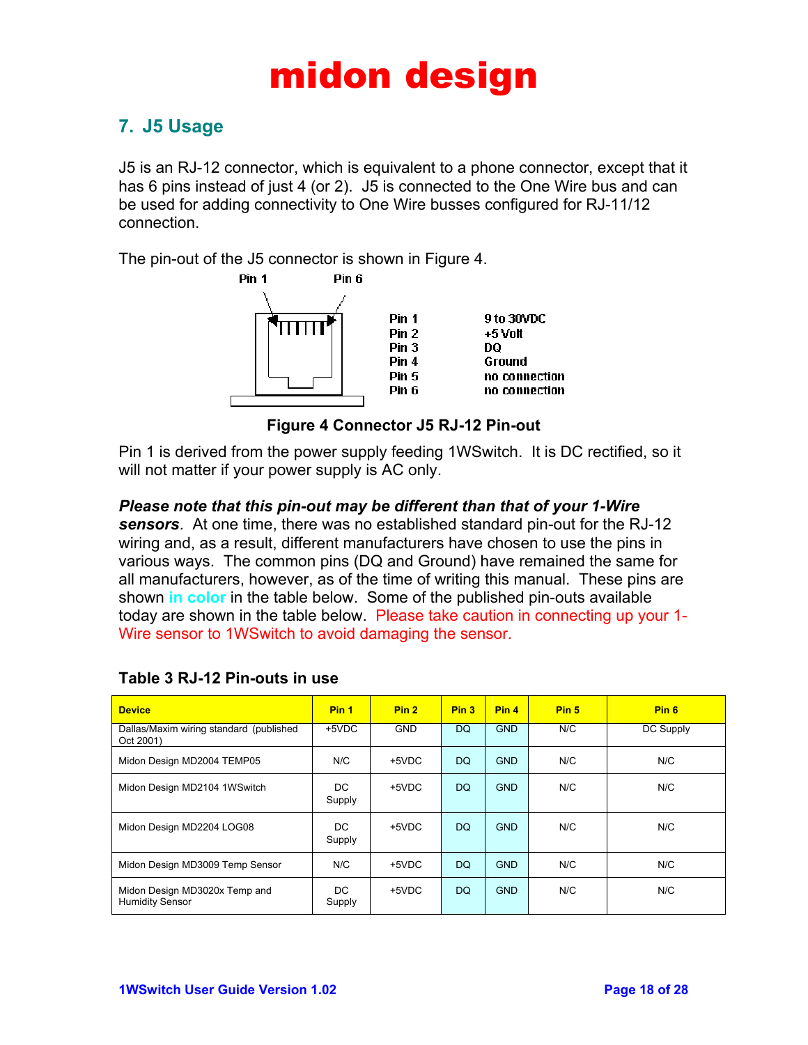# midon design

## 7. J5 Usage

J5 is an RJ-12 connector, which is equivalent to a phone connector, except that it has 6 pins instead of just 4 (or 2). J5 is connected to the One Wire bus and can be used for adding connectivity to One Wire busses configured for RJ-11/12 connection.

The pin-out of the J5 connector is shown in Figure 4.

Pin 1 Pin 6

| | |
|---|---|
| Pin 1 | 9 to 30VDC |
| Pin 2 | +5 Volt |
| Pin 3 | DQ |
| Pin 4 | Ground |
| Pin 5 | no connection |
| Pin 6 | no connection |

**Figure 4 Connector J5 RJ-12 Pin-out**

Pin 1 is derived from the power supply feeding 1WSwitch. It is DC rectified, so it will not matter if your power supply is AC only.

***Please note that this pin-out may be different than that of your 1-Wire sensors***. At one time, there was no established standard pin-out for the RJ-12 wiring and, as a result, different manufacturers have chosen to use the pins in various ways. The common pins (DQ and Ground) have remained the same for all manufacturers, however, as of the time of writing this manual. These pins are shown in color in the table below. Some of the published pin-outs available today are shown in the table below. Please take caution in connecting up your 1-Wire sensor to 1WSwitch to avoid damaging the sensor.

**Table 3 RJ-12 Pin-outs in use**

| Device | Pin 1 | Pin 2 | Pin 3 | Pin 4 | Pin 5 | Pin 6 |
|---|---|---|---|---|---|---|
| Dallas/Maxim wiring standard (published Oct 2001) | +5VDC | GND | DQ | GND | N/C | DC Supply |
| Midon Design MD2004 TEMP05 | N/C | +5VDC | DQ | GND | N/C | N/C |
| Midon Design MD2104 1WSwitch | DC Supply | +5VDC | DQ | GND | N/C | N/C |
| Midon Design MD2204 LOG08 | DC Supply | +5VDC | DQ | GND | N/C | N/C |
| Midon Design MD3009 Temp Sensor | N/C | +5VDC | DQ | GND | N/C | N/C |
| Midon Design MD3020x Temp and Humidity Sensor | DC Supply | +5VDC | DQ | GND | N/C | N/C |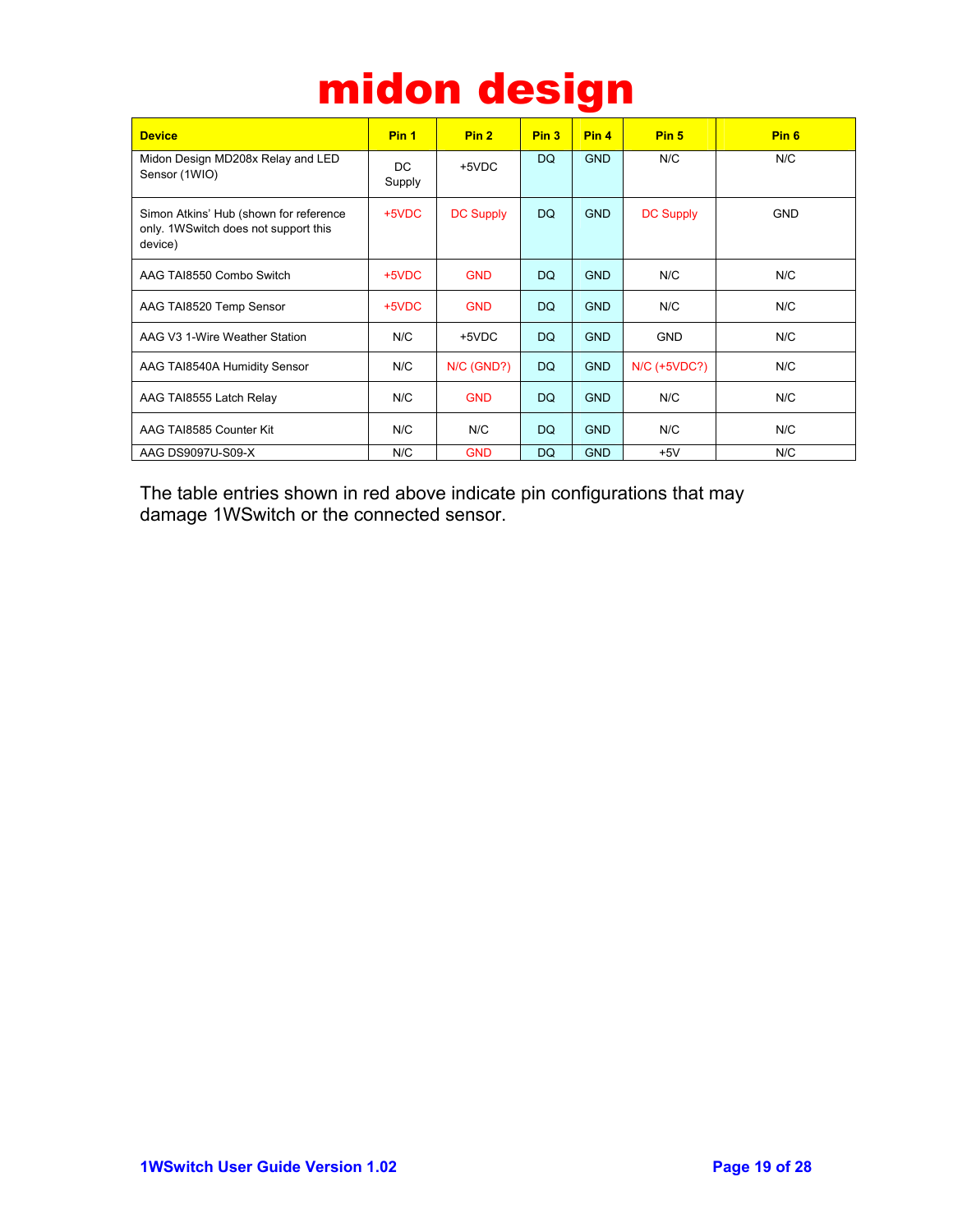| Device | Pin 1 | Pin 2 | Pin 3 | Pin 4 | Pin 5 | Pin 6 |
|---|---|---|---|---|---|---|
| Midon Design MD208x Relay and LED Sensor (1WIO) | DC Supply | +5VDC | DQ | GND | N/C | N/C |
| Simon Atkins' Hub (shown for reference only. 1WSwitch does not support this device) | +5VDC | DC Supply | DQ | GND | DC Supply | GND |
| AAG TAI8550 Combo Switch | +5VDC | GND | DQ | GND | N/C | N/C |
| AAG TAI8520 Temp Sensor | +5VDC | GND | DQ | GND | N/C | N/C |
| AAG V3 1-Wire Weather Station | N/C | +5VDC | DQ | GND | GND | N/C |
| AAG TAI8540A Humidity Sensor | N/C | N/C (GND?) | DQ | GND | N/C (+5VDC?) | N/C |
| AAG TAI8555 Latch Relay | N/C | GND | DQ | GND | N/C | N/C |
| AAG TAI8585 Counter Kit | N/C | N/C | DQ | GND | N/C | N/C |
| AAG DS9097U-S09-X | N/C | GND | DQ | GND | +5V | N/C |

The table entries shown in red above indicate pin configurations that may damage 1WSwitch or the connected sensor.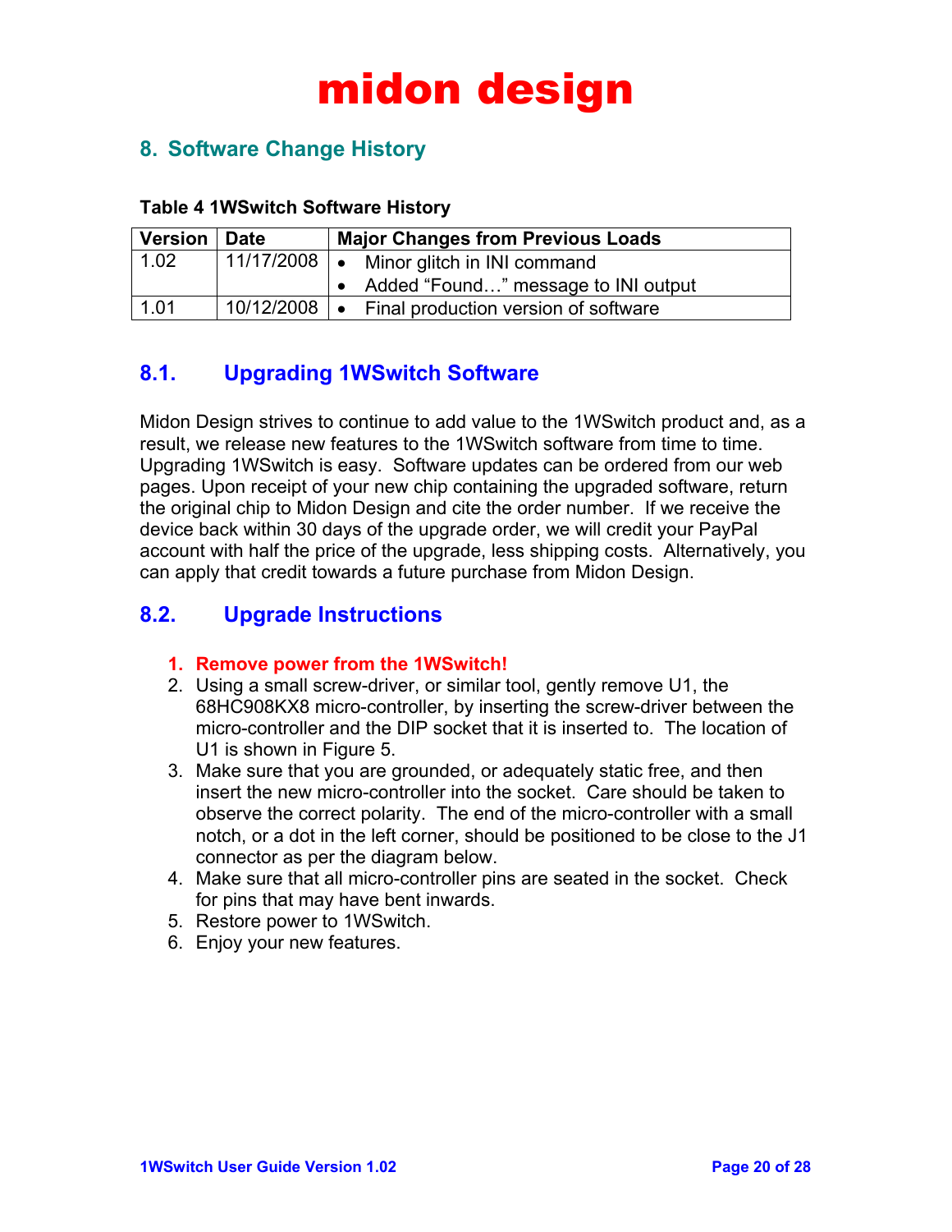# midon design

## 8. Software Change History

**Table 4 1WSwitch Software History**

| Version | Date | Major Changes from Previous Loads |
|---|---|---|
| 1.02 | 11/17/2008 | • Minor glitch in INI command<br>• Added “Found…” message to INI output |
| 1.01 | 10/12/2008 | • Final production version of software |

### 8.1. Upgrading 1WSwitch Software

Midon Design strives to continue to add value to the 1WSwitch product and, as a result, we release new features to the 1WSwitch software from time to time. Upgrading 1WSwitch is easy. Software updates can be ordered from our web pages. Upon receipt of your new chip containing the upgraded software, return the original chip to Midon Design and cite the order number. If we receive the device back within 30 days of the upgrade order, we will credit your PayPal account with half the price of the upgrade, less shipping costs. Alternatively, you can apply that credit towards a future purchase from Midon Design.

### 8.2. Upgrade Instructions

1. **Remove power from the 1WSwitch!**
2. Using a small screw-driver, or similar tool, gently remove U1, the 68HC908KX8 micro-controller, by inserting the screw-driver between the micro-controller and the DIP socket that it is inserted to. The location of U1 is shown in Figure 5.
3. Make sure that you are grounded, or adequately static free, and then insert the new micro-controller into the socket. Care should be taken to observe the correct polarity. The end of the micro-controller with a small notch, or a dot in the left corner, should be positioned to be close to the J1 connector as per the diagram below.
4. Make sure that all micro-controller pins are seated in the socket. Check for pins that may have bent inwards.
5. Restore power to 1WSwitch.
6. Enjoy your new features.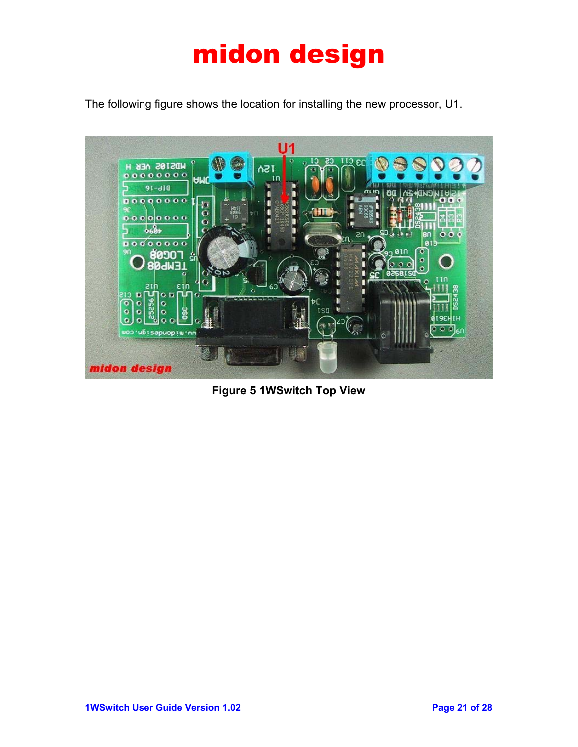The following figure shows the location for installing the new processor, U1.

**Figure 5 1WSwitch Top View**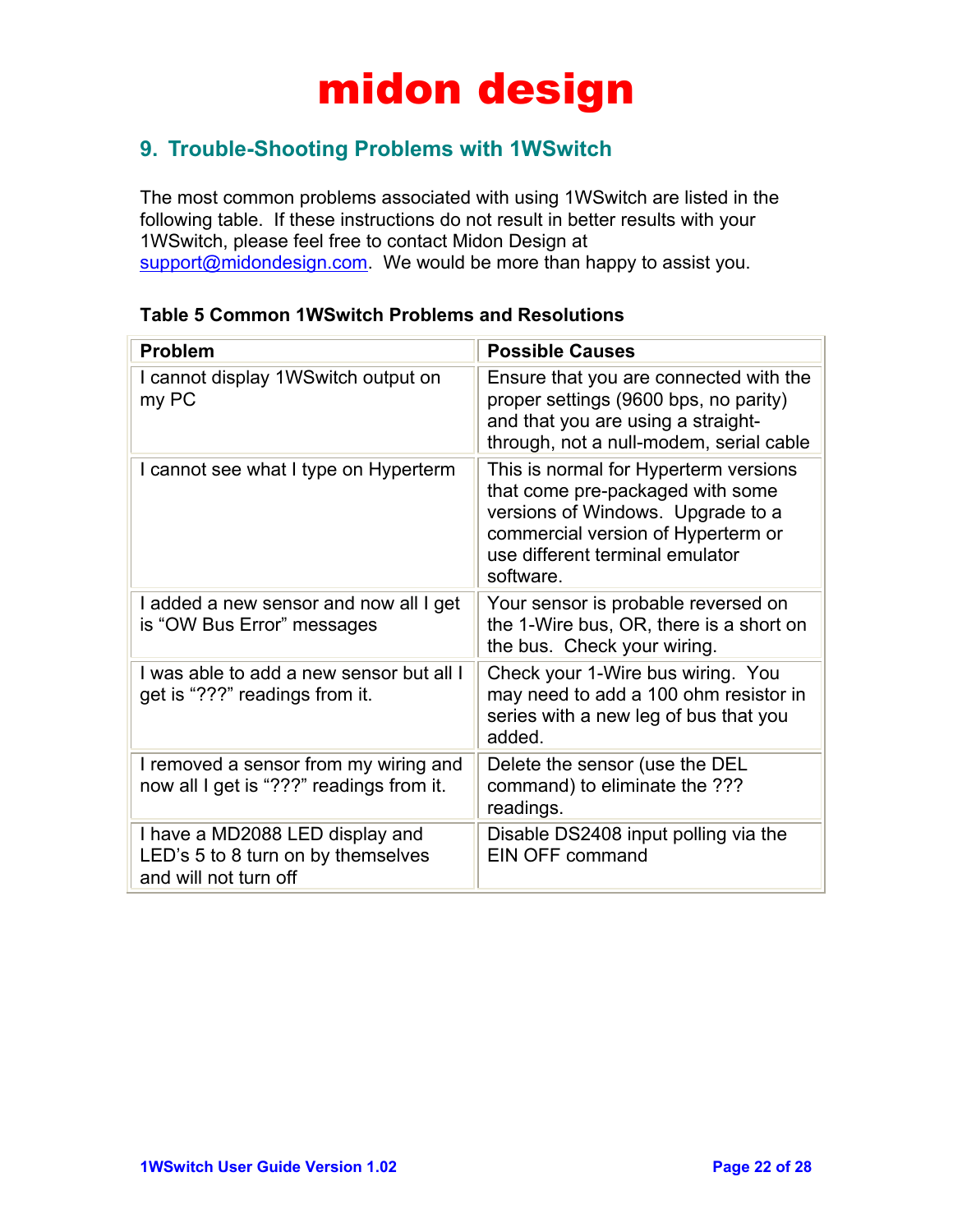# midon design

## 9. Trouble-Shooting Problems with 1WSwitch

The most common problems associated with using 1WSwitch are listed in the following table. If these instructions do not result in better results with your 1WSwitch, please feel free to contact Midon Design at support@midondesign.com. We would be more than happy to assist you.

**Table 5 Common 1WSwitch Problems and Resolutions**

| Problem | Possible Causes |
|---|---|
| I cannot display 1WSwitch output on my PC | Ensure that you are connected with the proper settings (9600 bps, no parity) and that you are using a straight-through, not a null-modem, serial cable |
| I cannot see what I type on Hyperterm | This is normal for Hyperterm versions that come pre-packaged with some versions of Windows. Upgrade to a commercial version of Hyperterm or use different terminal emulator software. |
| I added a new sensor and now all I get is "OW Bus Error" messages | Your sensor is probable reversed on the 1-Wire bus, OR, there is a short on the bus. Check your wiring. |
| I was able to add a new sensor but all I get is "???" readings from it. | Check your 1-Wire bus wiring. You may need to add a 100 ohm resistor in series with a new leg of bus that you added. |
| I removed a sensor from my wiring and now all I get is "???" readings from it. | Delete the sensor (use the DEL command) to eliminate the ??? readings. |
| I have a MD2088 LED display and LED's 5 to 8 turn on by themselves and will not turn off | Disable DS2408 input polling via the EIN OFF command |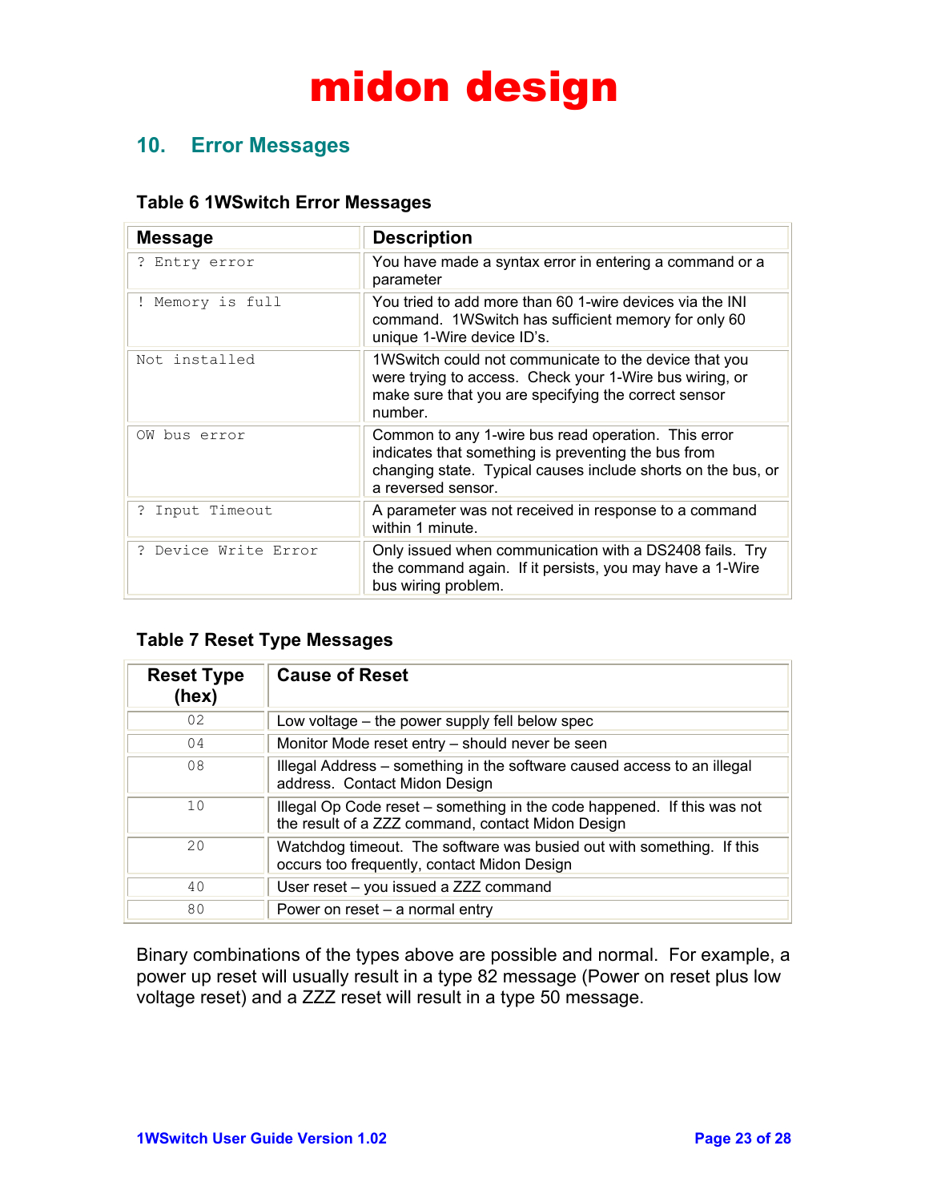## 10. Error Messages

### Table 6 1WSwitch Error Messages

| Message | Description |
|---|---|
| ? Entry error | You have made a syntax error in entering a command or a parameter |
| ! Memory is full | You tried to add more than 60 1-wire devices via the INI command. 1WSwitch has sufficient memory for only 60 unique 1-Wire device ID's. |
| Not installed | 1WSwitch could not communicate to the device that you were trying to access. Check your 1-Wire bus wiring, or make sure that you are specifying the correct sensor number. |
| OW bus error | Common to any 1-wire bus read operation. This error indicates that something is preventing the bus from changing state. Typical causes include shorts on the bus, or a reversed sensor. |
| ? Input Timeout | A parameter was not received in response to a command within 1 minute. |
| ? Device Write Error | Only issued when communication with a DS2408 fails. Try the command again. If it persists, you may have a 1-Wire bus wiring problem. |

### Table 7 Reset Type Messages

| Reset Type (hex) | Cause of Reset |
|---|---|
| 02 | Low voltage – the power supply fell below spec |
| 04 | Monitor Mode reset entry – should never be seen |
| 08 | Illegal Address – something in the software caused access to an illegal address. Contact Midon Design |
| 10 | Illegal Op Code reset – something in the code happened. If this was not the result of a ZZZ command, contact Midon Design |
| 20 | Watchdog timeout. The software was busied out with something. If this occurs too frequently, contact Midon Design |
| 40 | User reset – you issued a ZZZ command |
| 80 | Power on reset – a normal entry |

Binary combinations of the types above are possible and normal. For example, a power up reset will usually result in a type 82 message (Power on reset plus low voltage reset) and a ZZZ reset will result in a type 50 message.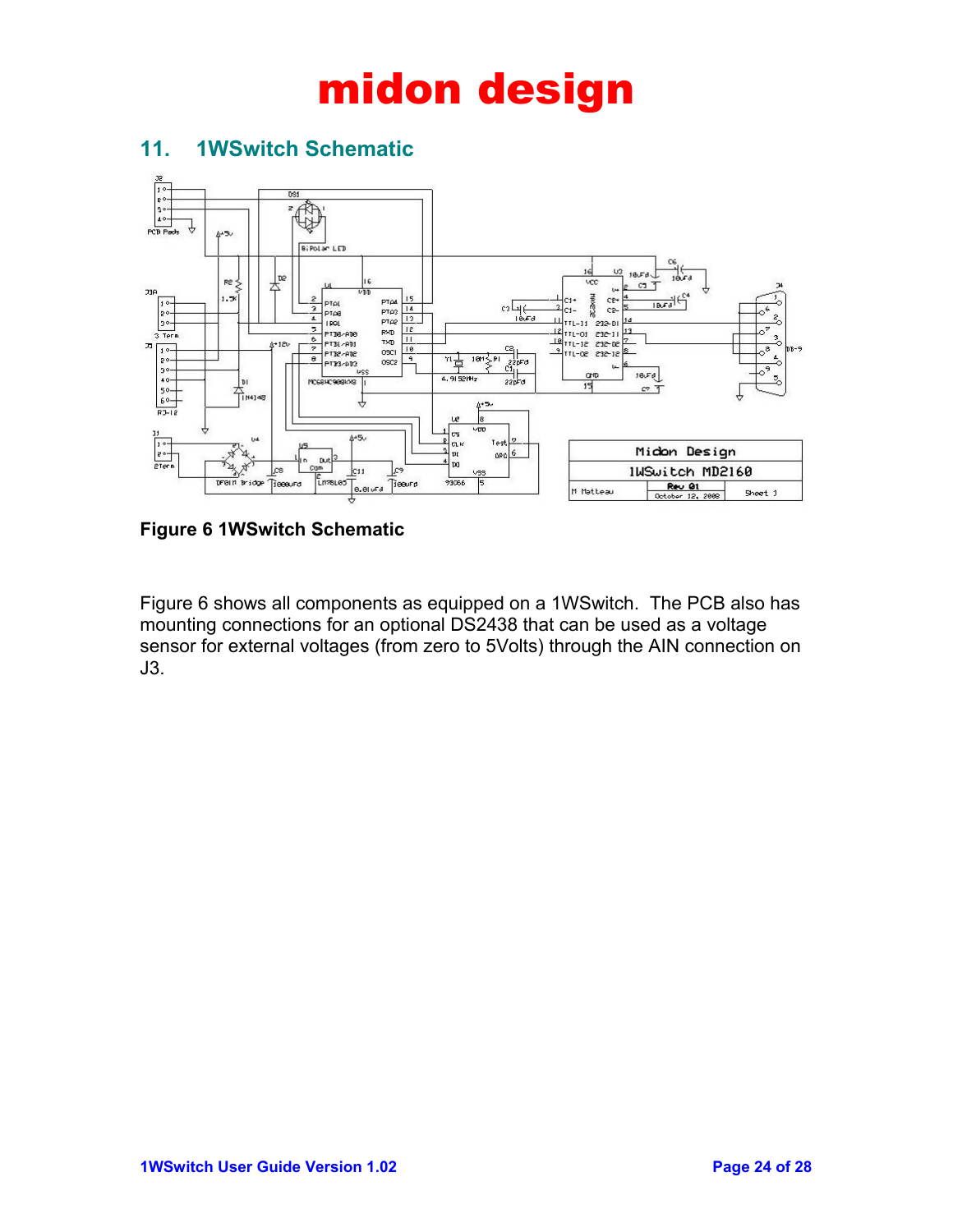## 11. 1WSwitch Schematic

**Figure 6 1WSwitch Schematic**

Figure 6 shows all components as equipped on a 1WSwitch. The PCB also has mounting connections for an optional DS2438 that can be used as a voltage sensor for external voltages (from zero to 5Volts) through the AIN connection on J3.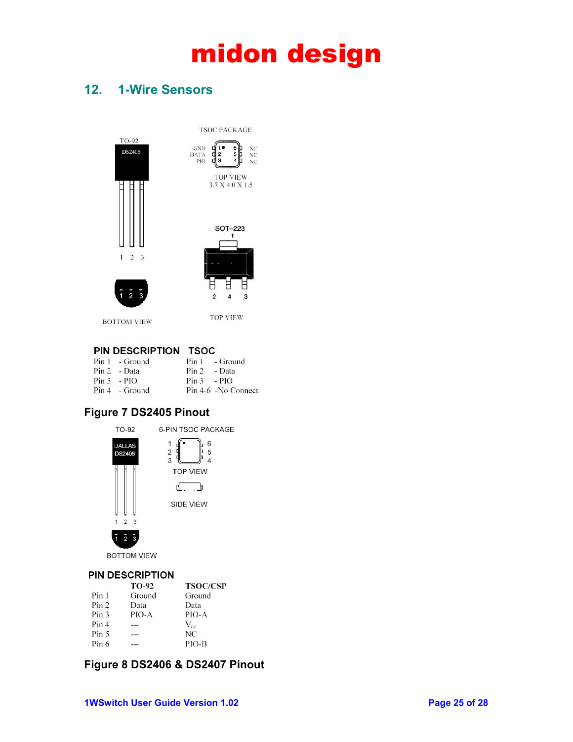## 12. 1-Wire Sensors

PIN DESCRIPTION

| | | TSOC | |
|---|---|---|---|
| Pin 1 | - Ground | Pin 1 | - Ground |
| Pin 2 | - Data | Pin 2 | - Data |
| Pin 3 | - PIO | Pin 3 | - PIO |
| Pin 4 | - Ground | Pin 4-6 | -No Connect |

**Figure 7 DS2405 Pinout**

PIN DESCRIPTION

| | TO-92 | TSOC/CSP |
|---|---|---|
| Pin 1 | Ground | Ground |
| Pin 2 | Data | Data |
| Pin 3 | PIO-A | PIO-A |
| Pin 4 | --- | $V_{cc}$ |
| Pin 5 | --- | NC |
| Pin 6 | --- | PIO-B |

**Figure 8 DS2406 & DS2407 Pinout**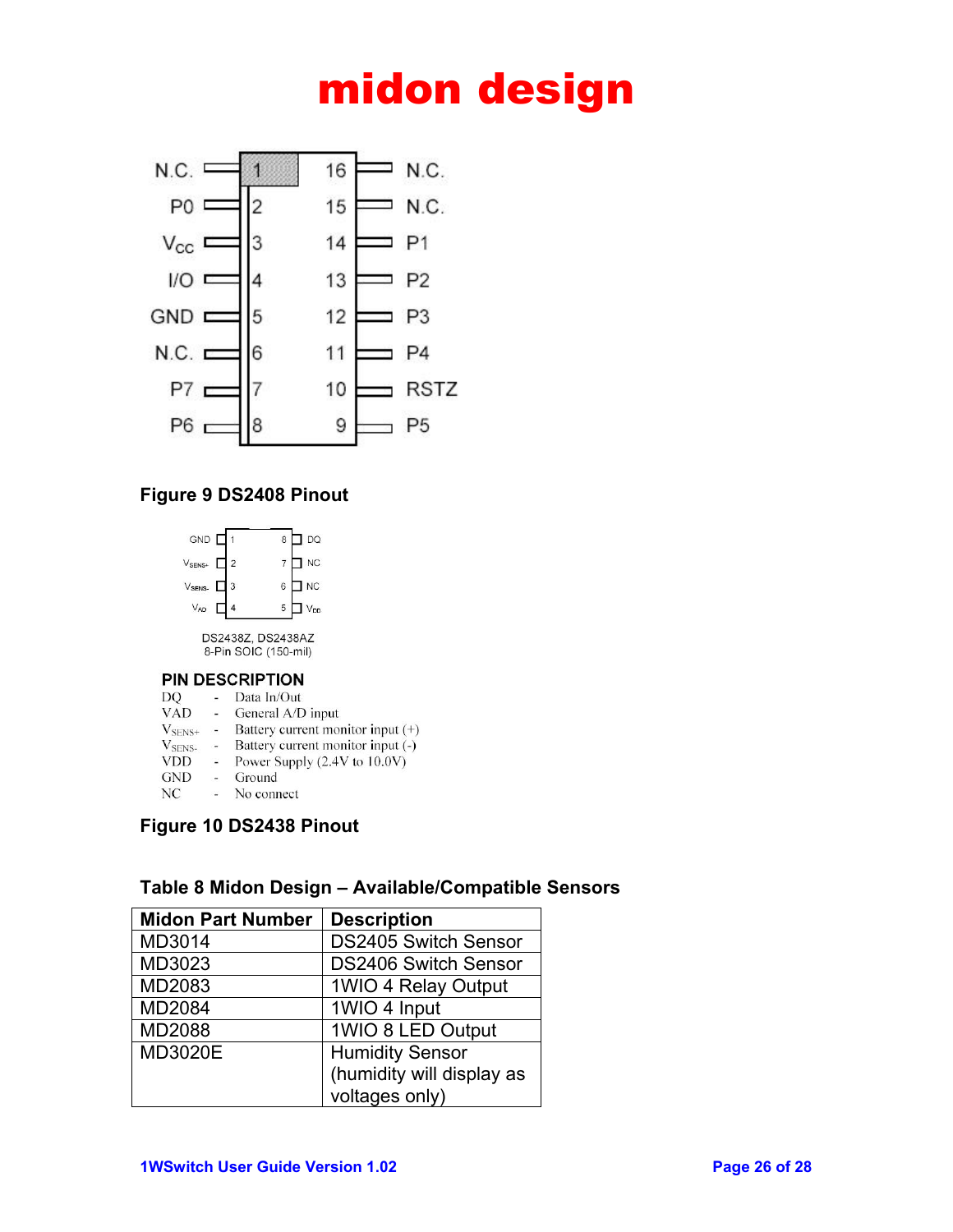# midon design

| | Pin | Pin | |
|---|---|---|---|
| N.C. | 1 | 16 | N.C. |
| P0 | 2 | 15 | N.C. |
| $V_{CC}$ | 3 | 14 | P1 |
| I/O | 4 | 13 | P2 |
| GND | 5 | 12 | P3 |
| N.C. | 6 | 11 | P4 |
| P7 | 7 | 10 | RSTZ |
| P6 | 8 | 9 | P5 |

**Figure 9 DS2408 Pinout**

| | Pin | Pin | |
|---|---|---|---|
| GND | 1 | 8 | DQ |
| $V_{SENS+}$ | 2 | 7 | NC |
| $V_{SENS-}$ | 3 | 6 | NC |
| $V_{AD}$ | 4 | 5 | $V_{DD}$ |

DS2438Z, DS2438AZ
8-Pin SOIC (150-mil)

**PIN DESCRIPTION**

DQ - Data In/Out
VAD - General A/D input
$V_{SENS+}$ - Battery current monitor input (+)
$V_{SENS-}$ - Battery current monitor input (-)
VDD - Power Supply (2.4V to 10.0V)
GND - Ground
NC - No connect

**Figure 10 DS2438 Pinout**

**Table 8 Midon Design – Available/Compatible Sensors**

| Midon Part Number | Description |
|---|---|
| MD3014 | DS2405 Switch Sensor |
| MD3023 | DS2406 Switch Sensor |
| MD2083 | 1WIO 4 Relay Output |
| MD2084 | 1WIO 4 Input |
| MD2088 | 1WIO 8 LED Output |
| MD3020E | Humidity Sensor (humidity will display as voltages only) |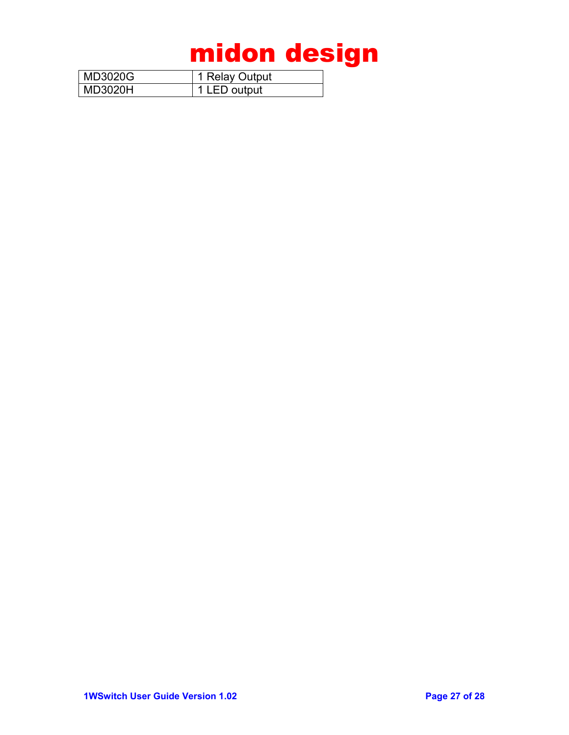| MD3020G | 1 Relay Output |
|---|---|
| MD3020H | 1 LED output |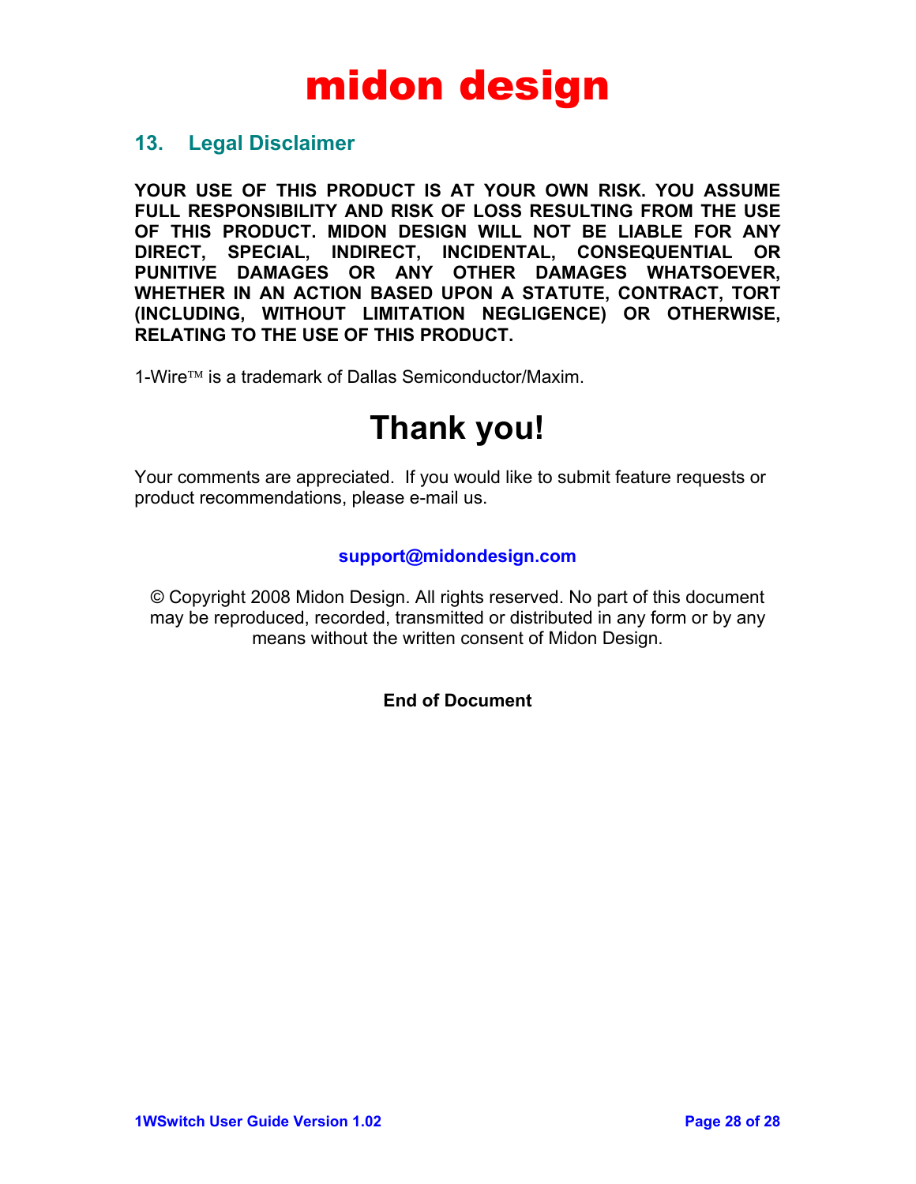# midon design

## 13. Legal Disclaimer

**YOUR USE OF THIS PRODUCT IS AT YOUR OWN RISK. YOU ASSUME FULL RESPONSIBILITY AND RISK OF LOSS RESULTING FROM THE USE OF THIS PRODUCT. MIDON DESIGN WILL NOT BE LIABLE FOR ANY DIRECT, SPECIAL, INDIRECT, INCIDENTAL, CONSEQUENTIAL OR PUNITIVE DAMAGES OR ANY OTHER DAMAGES WHATSOEVER, WHETHER IN AN ACTION BASED UPON A STATUTE, CONTRACT, TORT (INCLUDING, WITHOUT LIMITATION NEGLIGENCE) OR OTHERWISE, RELATING TO THE USE OF THIS PRODUCT.**

1-Wire™ is a trademark of Dallas Semiconductor/Maxim.

# Thank you!

Your comments are appreciated. If you would like to submit feature requests or product recommendations, please e-mail us.

**support@midondesign.com**

© Copyright 2008 Midon Design. All rights reserved. No part of this document may be reproduced, recorded, transmitted or distributed in any form or by any means without the written consent of Midon Design.

**End of Document**